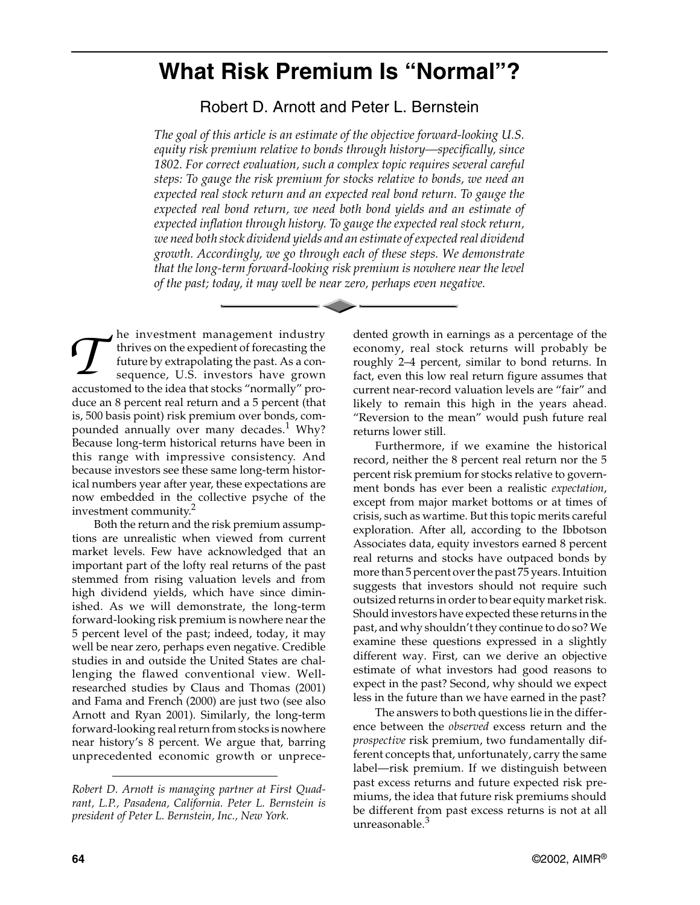# What Risk Premium Is "Normal"?

Robert D. Arnott and Peter L. Bernstein

*The goal of this article is an estimate of the objective forward-looking U.S. equity risk premium relative to bonds through history—specifically, since 1802. For correct evaluation, such a complex topic requires several careful steps: To gauge the risk premium for stocks relative to bonds, we need an expected real stock return and an expected real bond return. To gauge the expected real bond return, we need both bond yields and an estimate of expected inflation through history. To gauge the expected real stock return, we need both stock dividend yields and an estimate of expected real dividend growth. Accordingly, we go through each of these steps. We demonstrate that the long-term forward-looking risk premium is nowhere near the level of the past; today, it may well be near zero, perhaps even negative.*

The investment management industry thrives on the expedient of forecasting the future by extrapolating the past. As a consequence, U.S. investors have grown accustomed to the idea that stocks "normally" produce an 8 percent real return and a 5 percent (that is, 500 basis point) risk premium over bonds, compounded annually over many decades.[1] Why? Because long-term historical returns have been in this range with impressive consistency. And because investors see these same long-term historical numbers year after year, these expectations are now embedded in the collective psyche of the investment community.[2]

Both the return and the risk premium assumptions are unrealistic when viewed from current market levels. Few have acknowledged that an important part of the lofty real returns of the past stemmed from rising valuation levels and from high dividend yields, which have since diminished. As we will demonstrate, the long-term forward-looking risk premium is nowhere near the 5 percent level of the past; indeed, today, it may well be near zero, perhaps even negative. Credible studies in and outside the United States are challenging the flawed conventional view. Well-researched studies by Claus and Thomas (2001) and Fama and French (2000) are just two (see also Arnott and Ryan 2001). Similarly, the long-term forward-looking real return from stocks is nowhere near history's 8 percent. We argue that, barring unprecedented economic growth or unprecedented growth in earnings as a percentage of the economy, real stock returns will probably be roughly 2–4 percent, similar to bond returns. In fact, even this low real return figure assumes that current near-record valuation levels are "fair" and likely to remain this high in the years ahead. "Reversion to the mean" would push future real returns lower still.

Furthermore, if we examine the historical record, neither the 8 percent real return nor the 5 percent risk premium for stocks relative to government bonds has ever been a realistic *expectation*, except from major market bottoms or at times of crisis, such as wartime. But this topic merits careful exploration. After all, according to the Ibbotson Associates data, equity investors earned 8 percent real returns and stocks have outpaced bonds by more than 5 percent over the past 75 years. Intuition suggests that investors should not require such outsized returns in order to bear equity market risk. Should investors have expected these returns in the past, and why shouldn't they continue to do so? We examine these questions expressed in a slightly different way. First, can we derive an objective estimate of what investors had good reasons to expect in the past? Second, why should we expect less in the future than we have earned in the past?

The answers to both questions lie in the difference between the *observed* excess return and the *prospective* risk premium, two fundamentally different concepts that, unfortunately, carry the same label—risk premium. If we distinguish between past excess returns and future expected risk premiums, the idea that future risk premiums should be different from past excess returns is not at all unreasonable.[3]

---

*Robert D. Arnott is managing partner at First Quadrant, L.P., Pasadena, California. Peter L. Bernstein is president of Peter L. Bernstein, Inc., New York.*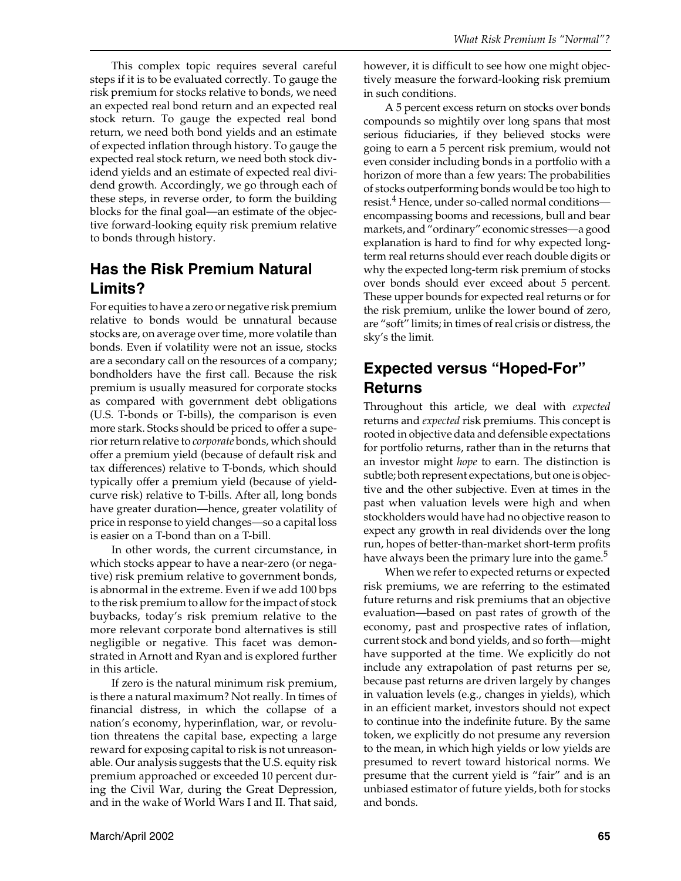This complex topic requires several careful steps if it is to be evaluated correctly. To gauge the risk premium for stocks relative to bonds, we need an expected real bond return and an expected real stock return. To gauge the expected real bond return, we need both bond yields and an estimate of expected inflation through history. To gauge the expected real stock return, we need both stock dividend yields and an estimate of expected real dividend growth. Accordingly, we go through each of these steps, in reverse order, to form the building blocks for the final goal—an estimate of the objective forward-looking equity risk premium relative to bonds through history.

## Has the Risk Premium Natural Limits?

For equities to have a zero or negative risk premium relative to bonds would be unnatural because stocks are, on average over time, more volatile than bonds. Even if volatility were not an issue, stocks are a secondary call on the resources of a company; bondholders have the first call. Because the risk premium is usually measured for corporate stocks as compared with government debt obligations (U.S. T-bonds or T-bills), the comparison is even more stark. Stocks should be priced to offer a superior return relative to *corporate* bonds, which should offer a premium yield (because of default risk and tax differences) relative to T-bonds, which should typically offer a premium yield (because of yield-curve risk) relative to T-bills. After all, long bonds have greater duration—hence, greater volatility of price in response to yield changes—so a capital loss is easier on a T-bond than on a T-bill.

In other words, the current circumstance, in which stocks appear to have a near-zero (or negative) risk premium relative to government bonds, is abnormal in the extreme. Even if we add 100 bps to the risk premium to allow for the impact of stock buybacks, today's risk premium relative to the more relevant corporate bond alternatives is still negligible or negative. This facet was demonstrated in Arnott and Ryan and is explored further in this article.

If zero is the natural minimum risk premium, is there a natural maximum? Not really. In times of financial distress, in which the collapse of a nation's economy, hyperinflation, war, or revolution threatens the capital base, expecting a large reward for exposing capital to risk is not unreasonable. Our analysis suggests that the U.S. equity risk premium approached or exceeded 10 percent during the Civil War, during the Great Depression, and in the wake of World Wars I and II. That said, however, it is difficult to see how one might objectively measure the forward-looking risk premium in such conditions.

A 5 percent excess return on stocks over bonds compounds so mightily over long spans that most serious fiduciaries, if they believed stocks were going to earn a 5 percent risk premium, would not even consider including bonds in a portfolio with a horizon of more than a few years: The probabilities of stocks outperforming bonds would be too high to resist.[4] Hence, under so-called normal conditions—encompassing booms and recessions, bull and bear markets, and "ordinary" economic stresses—a good explanation is hard to find for why expected long-term real returns should ever reach double digits or why the expected long-term risk premium of stocks over bonds should ever exceed about 5 percent. These upper bounds for expected real returns or for the risk premium, unlike the lower bound of zero, are "soft" limits; in times of real crisis or distress, the sky's the limit.

## Expected versus "Hoped-For" Returns

Throughout this article, we deal with *expected* returns and *expected* risk premiums. This concept is rooted in objective data and defensible expectations for portfolio returns, rather than in the returns that an investor might *hope* to earn. The distinction is subtle; both represent expectations, but one is objective and the other subjective. Even at times in the past when valuation levels were high and when stockholders would have had no objective reason to expect any growth in real dividends over the long run, hopes of better-than-market short-term profits have always been the primary lure into the game.[5]

When we refer to expected returns or expected risk premiums, we are referring to the estimated future returns and risk premiums that an objective evaluation—based on past rates of growth of the economy, past and prospective rates of inflation, current stock and bond yields, and so forth—might have supported at the time. We explicitly do not include any extrapolation of past returns per se, because past returns are driven largely by changes in valuation levels (e.g., changes in yields), which in an efficient market, investors should not expect to continue into the indefinite future. By the same token, we explicitly do not presume any reversion to the mean, in which high yields or low yields are presumed to revert toward historical norms. We presume that the current yield is "fair" and is an unbiased estimator of future yields, both for stocks and bonds.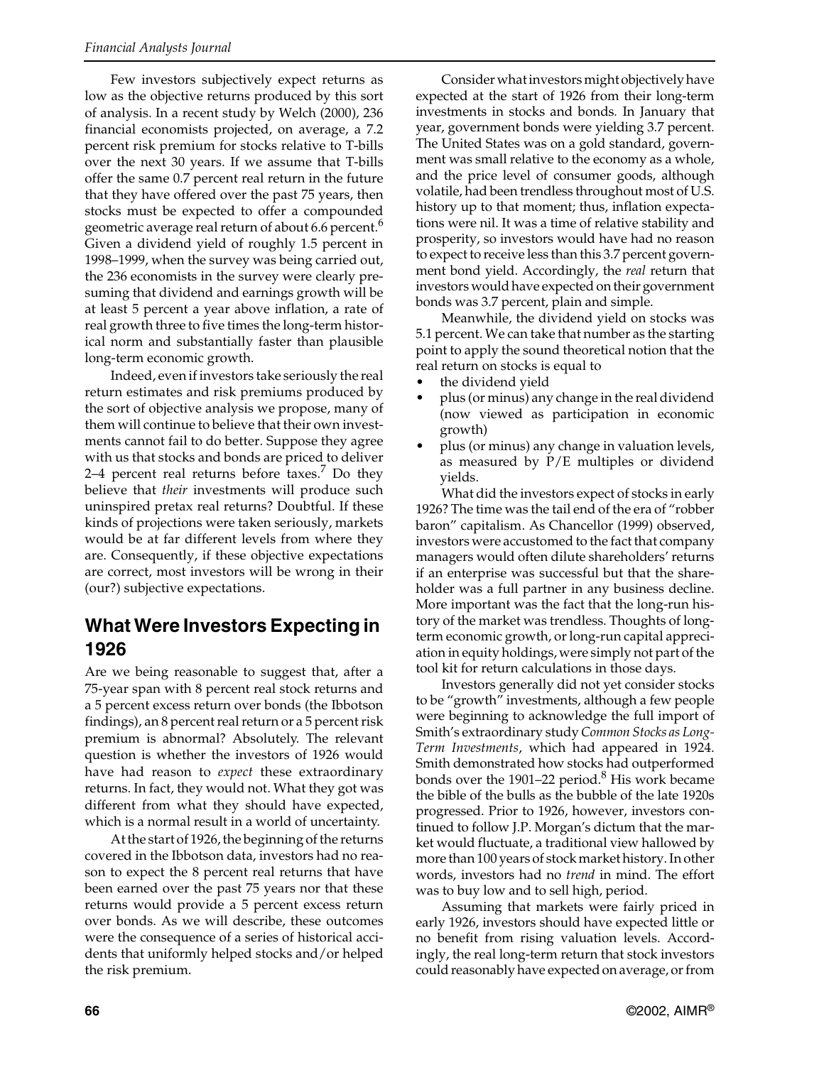Few investors subjectively expect returns as low as the objective returns produced by this sort of analysis. In a recent study by Welch (2000), 236 financial economists projected, on average, a 7.2 percent risk premium for stocks relative to T-bills over the next 30 years. If we assume that T-bills offer the same 0.7 percent real return in the future that they have offered over the past 75 years, then stocks must be expected to offer a compounded geometric average real return of about 6.6 percent.[6] Given a dividend yield of roughly 1.5 percent in 1998–1999, when the survey was being carried out, the 236 economists in the survey were clearly presuming that dividend and earnings growth will be at least 5 percent a year above inflation, a rate of real growth three to five times the long-term historical norm and substantially faster than plausible long-term economic growth.

Indeed, even if investors take seriously the real return estimates and risk premiums produced by the sort of objective analysis we propose, many of them will continue to believe that their own investments cannot fail to do better. Suppose they agree with us that stocks and bonds are priced to deliver 2–4 percent real returns before taxes.[7] Do they believe that *their* investments will produce such uninspired pretax real returns? Doubtful. If these kinds of projections were taken seriously, markets would be at far different levels from where they are. Consequently, if these objective expectations are correct, most investors will be wrong in their (our?) subjective expectations.

## What Were Investors Expecting in 1926

Are we being reasonable to suggest that, after a 75-year span with 8 percent real stock returns and a 5 percent excess return over bonds (the Ibbotson findings), an 8 percent real return or a 5 percent risk premium is abnormal? Absolutely. The relevant question is whether the investors of 1926 would have had reason to *expect* these extraordinary returns. In fact, they would not. What they got was different from what they should have expected, which is a normal result in a world of uncertainty.

At the start of 1926, the beginning of the returns covered in the Ibbotson data, investors had no reason to expect the 8 percent real returns that have been earned over the past 75 years nor that these returns would provide a 5 percent excess return over bonds. As we will describe, these outcomes were the consequence of a series of historical accidents that uniformly helped stocks and/or helped the risk premium.

Consider what investors might objectively have expected at the start of 1926 from their long-term investments in stocks and bonds. In January that year, government bonds were yielding 3.7 percent. The United States was on a gold standard, government was small relative to the economy as a whole, and the price level of consumer goods, although volatile, had been trendless throughout most of U.S. history up to that moment; thus, inflation expectations were nil. It was a time of relative stability and prosperity, so investors would have had no reason to expect to receive less than this 3.7 percent government bond yield. Accordingly, the *real* return that investors would have expected on their government bonds was 3.7 percent, plain and simple.

Meanwhile, the dividend yield on stocks was 5.1 percent. We can take that number as the starting point to apply the sound theoretical notion that the real return on stocks is equal to

- the dividend yield
- plus (or minus) any change in the real dividend (now viewed as participation in economic growth)
- plus (or minus) any change in valuation levels, as measured by P/E multiples or dividend yields.

What did the investors expect of stocks in early 1926? The time was the tail end of the era of "robber baron" capitalism. As Chancellor (1999) observed, investors were accustomed to the fact that company managers would often dilute shareholders' returns if an enterprise was successful but that the shareholder was a full partner in any business decline. More important was the fact that the long-run history of the market was trendless. Thoughts of long-term economic growth, or long-run capital appreciation in equity holdings, were simply not part of the tool kit for return calculations in those days.

Investors generally did not yet consider stocks to be "growth" investments, although a few people were beginning to acknowledge the full import of Smith's extraordinary study *Common Stocks as Long-Term Investments*, which had appeared in 1924. Smith demonstrated how stocks had outperformed bonds over the 1901–22 period.[8] His work became the bible of the bulls as the bubble of the late 1920s progressed. Prior to 1926, however, investors continued to follow J.P. Morgan's dictum that the market would fluctuate, a traditional view hallowed by more than 100 years of stock market history. In other words, investors had no *trend* in mind. The effort was to buy low and to sell high, period.

Assuming that markets were fairly priced in early 1926, investors should have expected little or no benefit from rising valuation levels. Accordingly, the real long-term return that stock investors could reasonably have expected on average, or from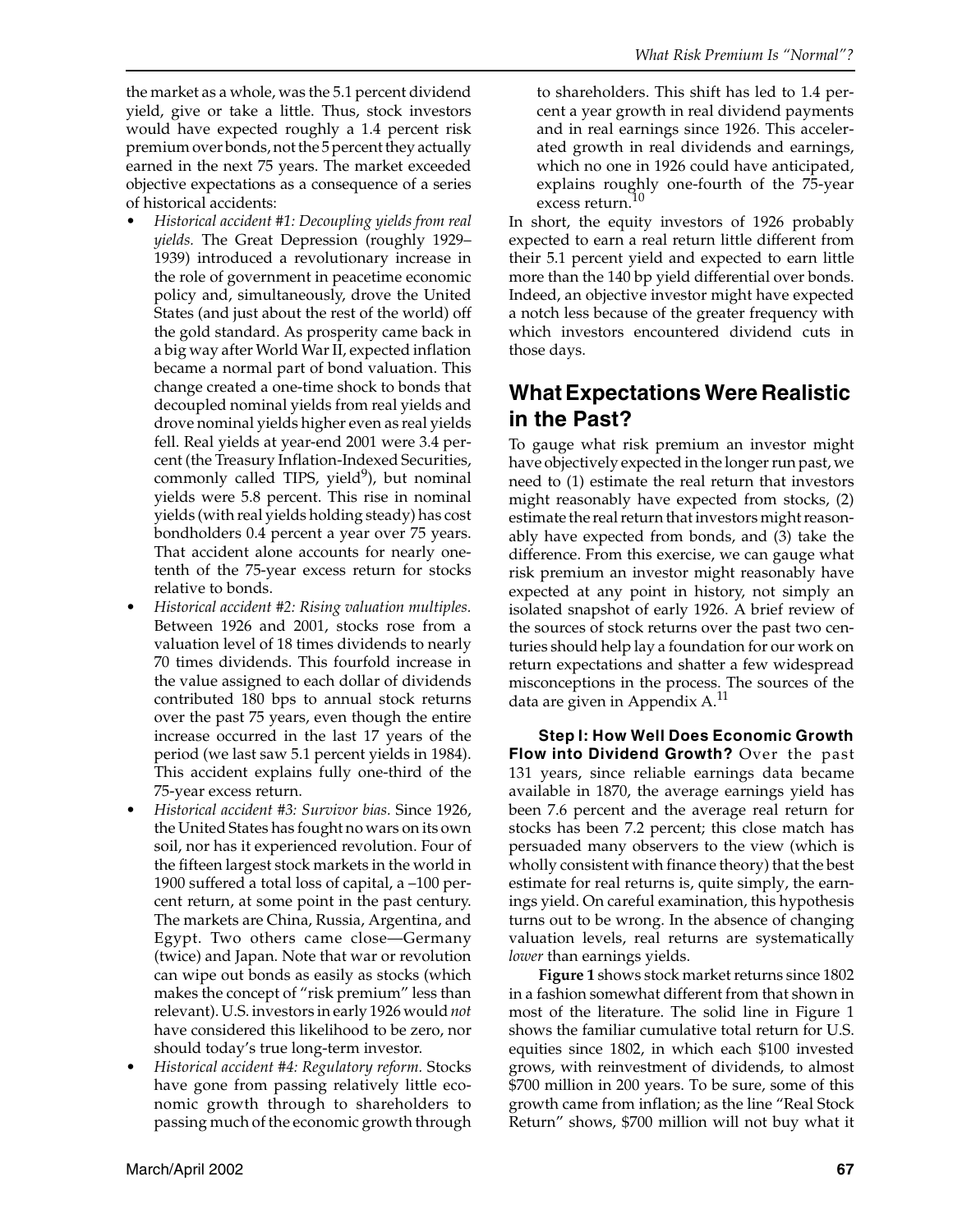the market as a whole, was the 5.1 percent dividend yield, give or take a little. Thus, stock investors would have expected roughly a 1.4 percent risk premium over bonds, not the 5 percent they actually earned in the next 75 years. The market exceeded objective expectations as a consequence of a series of historical accidents:

- *Historical accident #1: Decoupling yields from real yields.* The Great Depression (roughly 1929–1939) introduced a revolutionary increase in the role of government in peacetime economic policy and, simultaneously, drove the United States (and just about the rest of the world) off the gold standard. As prosperity came back in a big way after World War II, expected inflation became a normal part of bond valuation. This change created a one-time shock to bonds that decoupled nominal yields from real yields and drove nominal yields higher even as real yields fell. Real yields at year-end 2001 were 3.4 percent (the Treasury Inflation-Indexed Securities, commonly called TIPS, yield[9]), but nominal yields were 5.8 percent. This rise in nominal yields (with real yields holding steady) has cost bondholders 0.4 percent a year over 75 years. That accident alone accounts for nearly one-tenth of the 75-year excess return for stocks relative to bonds.
- *Historical accident #2: Rising valuation multiples.* Between 1926 and 2001, stocks rose from a valuation level of 18 times dividends to nearly 70 times dividends. This fourfold increase in the value assigned to each dollar of dividends contributed 180 bps to annual stock returns over the past 75 years, even though the entire increase occurred in the last 17 years of the period (we last saw 5.1 percent yields in 1984). This accident explains fully one-third of the 75-year excess return.
- *Historical accident #3: Survivor bias.* Since 1926, the United States has fought no wars on its own soil, nor has it experienced revolution. Four of the fifteen largest stock markets in the world in 1900 suffered a total loss of capital, a –100 percent return, at some point in the past century. The markets are China, Russia, Argentina, and Egypt. Two others came close—Germany (twice) and Japan. Note that war or revolution can wipe out bonds as easily as stocks (which makes the concept of "risk premium" less than relevant). U.S. investors in early 1926 would *not* have considered this likelihood to be zero, nor should today's true long-term investor.
- *Historical accident #4: Regulatory reform.* Stocks have gone from passing relatively little economic growth through to shareholders to passing much of the economic growth through to shareholders. This shift has led to 1.4 percent a year growth in real dividend payments and in real earnings since 1926. This accelerated growth in real dividends and earnings, which no one in 1926 could have anticipated, explains roughly one-fourth of the 75-year excess return.[10]

In short, the equity investors of 1926 probably expected to earn a real return little different from their 5.1 percent yield and expected to earn little more than the 140 bp yield differential over bonds. Indeed, an objective investor might have expected a notch less because of the greater frequency with which investors encountered dividend cuts in those days.

## What Expectations Were Realistic in the Past?

To gauge what risk premium an investor might have objectively expected in the longer run past, we need to (1) estimate the real return that investors might reasonably have expected from stocks, (2) estimate the real return that investors might reasonably have expected from bonds, and (3) take the difference. From this exercise, we can gauge what risk premium an investor might reasonably have expected at any point in history, not simply an isolated snapshot of early 1926. A brief review of the sources of stock returns over the past two centuries should help lay a foundation for our work on return expectations and shatter a few widespread misconceptions in the process. The sources of the data are given in Appendix A.[11]

**Step I: How Well Does Economic Growth Flow into Dividend Growth?** Over the past 131 years, since reliable earnings data became available in 1870, the average earnings yield has been 7.6 percent and the average real return for stocks has been 7.2 percent; this close match has persuaded many observers to the view (which is wholly consistent with finance theory) that the best estimate for real returns is, quite simply, the earnings yield. On careful examination, this hypothesis turns out to be wrong. In the absence of changing valuation levels, real returns are systematically *lower* than earnings yields.

**Figure 1** shows stock market returns since 1802 in a fashion somewhat different from that shown in most of the literature. The solid line in Figure 1 shows the familiar cumulative total return for U.S. equities since 1802, in which each $100 invested grows, with reinvestment of dividends, to almost $700 million in 200 years. To be sure, some of this growth came from inflation; as the line "Real Stock Return" shows, $700 million will not buy what it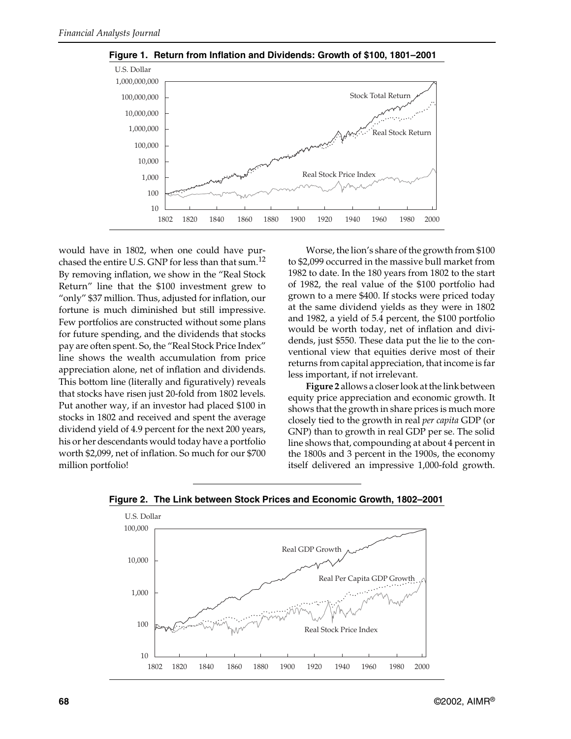**Figure 1. Return from Inflation and Dividends: Growth of $100, 1801–2001**

would have in 1802, when one could have purchased the entire U.S. GNP for less than that sum.[12] By removing inflation, we show in the "Real Stock Return" line that the $100 investment grew to "only" $37 million. Thus, adjusted for inflation, our fortune is much diminished but still impressive. Few portfolios are constructed without some plans for future spending, and the dividends that stocks pay are often spent. So, the "Real Stock Price Index" line shows the wealth accumulation from price appreciation alone, net of inflation and dividends. This bottom line (literally and figuratively) reveals that stocks have risen just 20-fold from 1802 levels. Put another way, if an investor had placed $100 in stocks in 1802 and received and spent the average dividend yield of 4.9 percent for the next 200 years, his or her descendants would today have a portfolio worth $2,099, net of inflation. So much for our $700 million portfolio!

Worse, the lion's share of the growth from $100 to $2,099 occurred in the massive bull market from 1982 to date. In the 180 years from 1802 to the start of 1982, the real value of the $100 portfolio had grown to a mere $400. If stocks were priced today at the same dividend yields as they were in 1802 and 1982, a yield of 5.4 percent, the $100 portfolio would be worth today, net of inflation and dividends, just $550. These data put the lie to the conventional view that equities derive most of their returns from capital appreciation, that income is far less important, if not irrelevant.

**Figure 2** allows a closer look at the link between equity price appreciation and economic growth. It shows that the growth in share prices is much more closely tied to the growth in real *per capita* GDP (or GNP) than to growth in real GDP per se. The solid line shows that, compounding at about 4 percent in the 1800s and 3 percent in the 1900s, the economy itself delivered an impressive 1,000-fold growth.

**Figure 2. The Link between Stock Prices and Economic Growth, 1802–2001**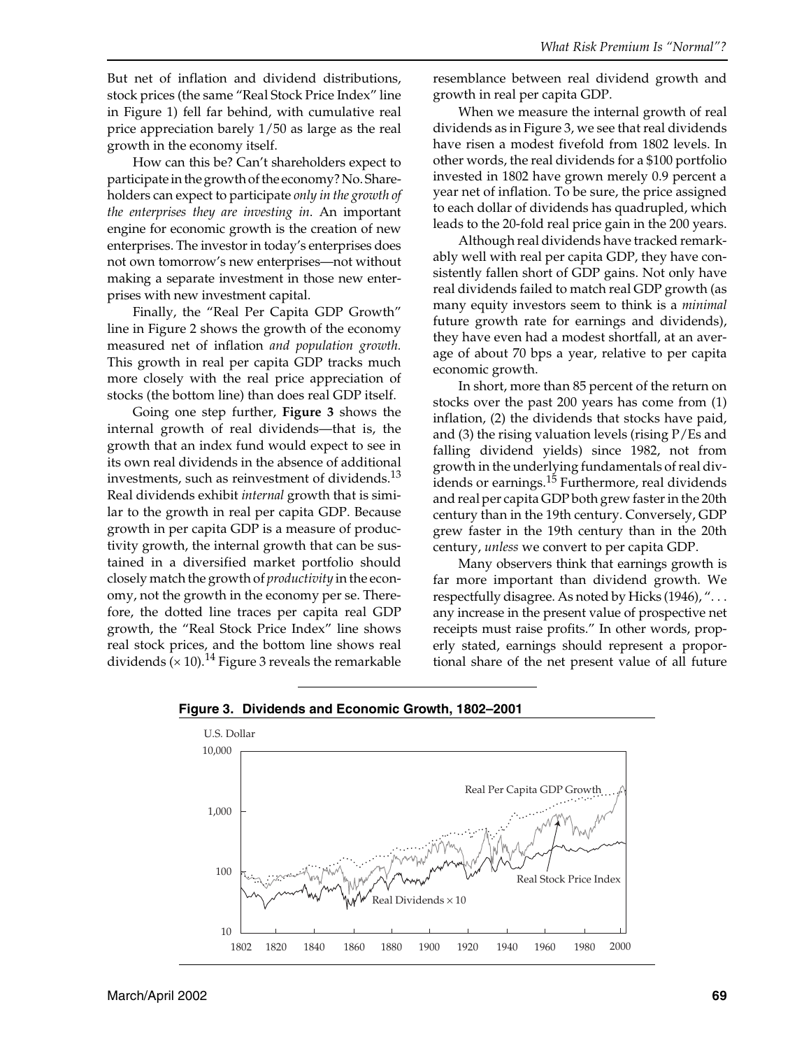But net of inflation and dividend distributions, stock prices (the same "Real Stock Price Index" line in Figure 1) fell far behind, with cumulative real price appreciation barely 1/50 as large as the real growth in the economy itself.

How can this be? Can't shareholders expect to participate in the growth of the economy? No. Shareholders can expect to participate *only in the growth of the enterprises they are investing in*. An important engine for economic growth is the creation of new enterprises. The investor in today's enterprises does not own tomorrow's new enterprises—not without making a separate investment in those new enterprises with new investment capital.

Finally, the "Real Per Capita GDP Growth" line in Figure 2 shows the growth of the economy measured net of inflation *and population growth.* This growth in real per capita GDP tracks much more closely with the real price appreciation of stocks (the bottom line) than does real GDP itself.

Going one step further, **Figure 3** shows the internal growth of real dividends—that is, the growth that an index fund would expect to see in its own real dividends in the absence of additional investments, such as reinvestment of dividends.[13] Real dividends exhibit *internal* growth that is similar to the growth in real per capita GDP. Because growth in per capita GDP is a measure of productivity growth, the internal growth that can be sustained in a diversified market portfolio should closely match the growth of *productivity* in the economy, not the growth in the economy per se. Therefore, the dotted line traces per capita real GDP growth, the "Real Stock Price Index" line shows real stock prices, and the bottom line shows real dividends ($\times$ 10).[14] Figure 3 reveals the remarkable resemblance between real dividend growth and growth in real per capita GDP.

When we measure the internal growth of real dividends as in Figure 3, we see that real dividends have risen a modest fivefold from 1802 levels. In other words, the real dividends for a $100 portfolio invested in 1802 have grown merely 0.9 percent a year net of inflation. To be sure, the price assigned to each dollar of dividends has quadrupled, which leads to the 20-fold real price gain in the 200 years.

Although real dividends have tracked remarkably well with real per capita GDP, they have consistently fallen short of GDP gains. Not only have real dividends failed to match real GDP growth (as many equity investors seem to think is a *minimal* future growth rate for earnings and dividends), they have even had a modest shortfall, at an average of about 70 bps a year, relative to per capita economic growth.

In short, more than 85 percent of the return on stocks over the past 200 years has come from (1) inflation, (2) the dividends that stocks have paid, and (3) the rising valuation levels (rising P/Es and falling dividend yields) since 1982, not from growth in the underlying fundamentals of real dividends or earnings.[15] Furthermore, real dividends and real per capita GDP both grew faster in the 20th century than in the 19th century. Conversely, GDP grew faster in the 19th century than in the 20th century, *unless* we convert to per capita GDP.

Many observers think that earnings growth is far more important than dividend growth. We respectfully disagree. As noted by Hicks (1946), ". . . any increase in the present value of prospective net receipts must raise profits." In other words, properly stated, earnings should represent a proportional share of the net present value of all future

**Figure 3. Dividends and Economic Growth, 1802–2001**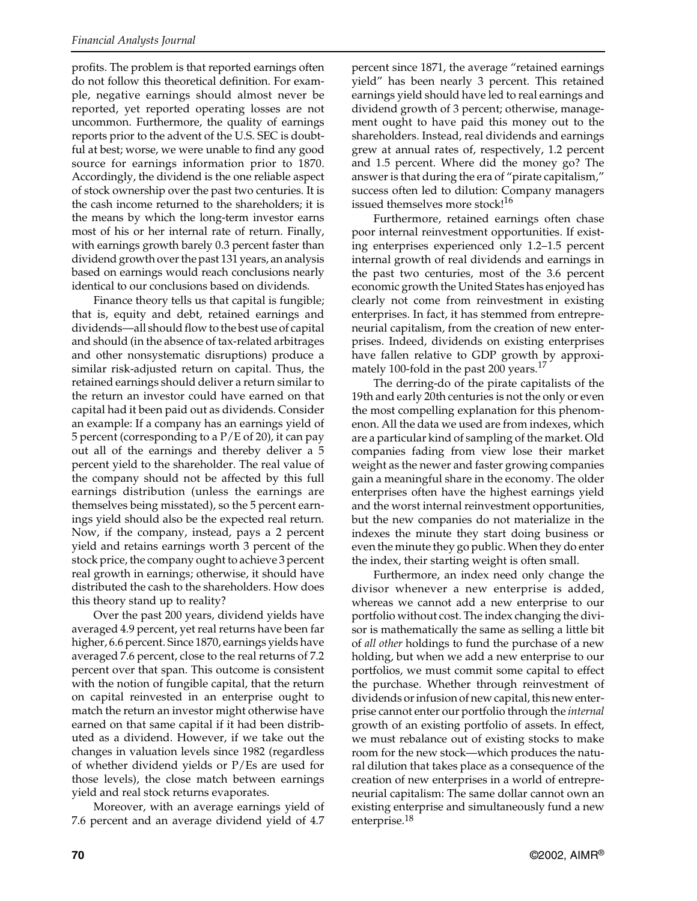profits. The problem is that reported earnings often do not follow this theoretical definition. For example, negative earnings should almost never be reported, yet reported operating losses are not uncommon. Furthermore, the quality of earnings reports prior to the advent of the U.S. SEC is doubtful at best; worse, we were unable to find any good source for earnings information prior to 1870. Accordingly, the dividend is the one reliable aspect of stock ownership over the past two centuries. It is the cash income returned to the shareholders; it is the means by which the long-term investor earns most of his or her internal rate of return. Finally, with earnings growth barely 0.3 percent faster than dividend growth over the past 131 years, an analysis based on earnings would reach conclusions nearly identical to our conclusions based on dividends.

Finance theory tells us that capital is fungible; that is, equity and debt, retained earnings and dividends—all should flow to the best use of capital and should (in the absence of tax-related arbitrages and other nonsystematic disruptions) produce a similar risk-adjusted return on capital. Thus, the retained earnings should deliver a return similar to the return an investor could have earned on that capital had it been paid out as dividends. Consider an example: If a company has an earnings yield of 5 percent (corresponding to a P/E of 20), it can pay out all of the earnings and thereby deliver a 5 percent yield to the shareholder. The real value of the company should not be affected by this full earnings distribution (unless the earnings are themselves being misstated), so the 5 percent earnings yield should also be the expected real return. Now, if the company, instead, pays a 2 percent yield and retains earnings worth 3 percent of the stock price, the company ought to achieve 3 percent real growth in earnings; otherwise, it should have distributed the cash to the shareholders. How does this theory stand up to reality?

Over the past 200 years, dividend yields have averaged 4.9 percent, yet real returns have been far higher, 6.6 percent. Since 1870, earnings yields have averaged 7.6 percent, close to the real returns of 7.2 percent over that span. This outcome is consistent with the notion of fungible capital, that the return on capital reinvested in an enterprise ought to match the return an investor might otherwise have earned on that same capital if it had been distributed as a dividend. However, if we take out the changes in valuation levels since 1982 (regardless of whether dividend yields or P/Es are used for those levels), the close match between earnings yield and real stock returns evaporates.

Moreover, with an average earnings yield of 7.6 percent and an average dividend yield of 4.7 percent since 1871, the average "retained earnings yield" has been nearly 3 percent. This retained earnings yield should have led to real earnings and dividend growth of 3 percent; otherwise, management ought to have paid this money out to the shareholders. Instead, real dividends and earnings grew at annual rates of, respectively, 1.2 percent and 1.5 percent. Where did the money go? The answer is that during the era of "pirate capitalism," success often led to dilution: Company managers issued themselves more stock![16]

Furthermore, retained earnings often chase poor internal reinvestment opportunities. If existing enterprises experienced only 1.2–1.5 percent internal growth of real dividends and earnings in the past two centuries, most of the 3.6 percent economic growth the United States has enjoyed has clearly not come from reinvestment in existing enterprises. In fact, it has stemmed from entrepreneurial capitalism, from the creation of new enterprises. Indeed, dividends on existing enterprises have fallen relative to GDP growth by approximately 100-fold in the past 200 years.[17]

The derring-do of the pirate capitalists of the 19th and early 20th centuries is not the only or even the most compelling explanation for this phenomenon. All the data we used are from indexes, which are a particular kind of sampling of the market. Old companies fading from view lose their market weight as the newer and faster growing companies gain a meaningful share in the economy. The older enterprises often have the highest earnings yield and the worst internal reinvestment opportunities, but the new companies do not materialize in the indexes the minute they start doing business or even the minute they go public. When they do enter the index, their starting weight is often small.

Furthermore, an index need only change the divisor whenever a new enterprise is added, whereas we cannot add a new enterprise to our portfolio without cost. The index changing the divisor is mathematically the same as selling a little bit of *all other* holdings to fund the purchase of a new holding, but when we add a new enterprise to our portfolios, we must commit some capital to effect the purchase. Whether through reinvestment of dividends or infusion of new capital, this new enterprise cannot enter our portfolio through the *internal* growth of an existing portfolio of assets. In effect, we must rebalance out of existing stocks to make room for the new stock—which produces the natural dilution that takes place as a consequence of the creation of new enterprises in a world of entrepreneurial capitalism: The same dollar cannot own an existing enterprise and simultaneously fund a new enterprise.[18]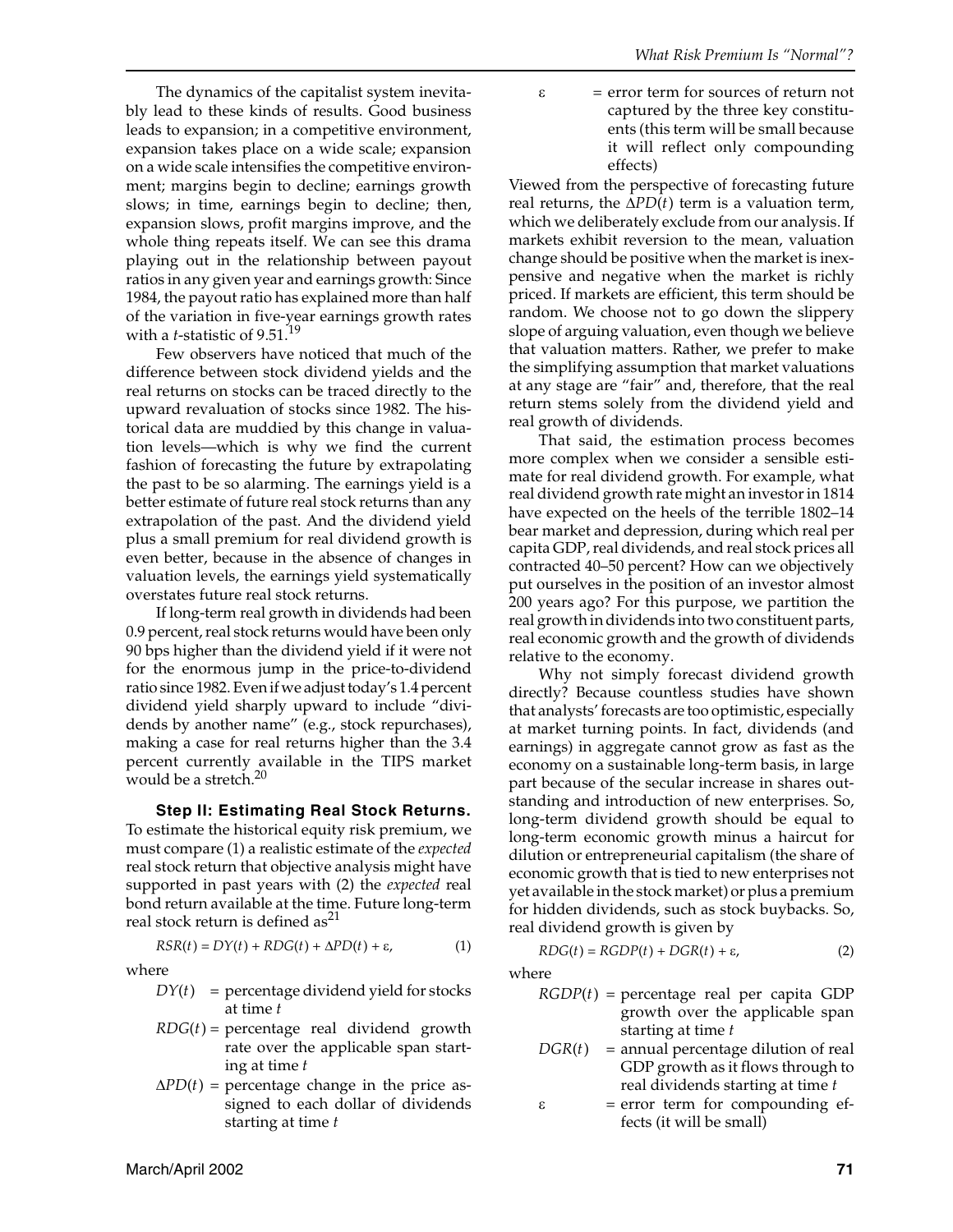The dynamics of the capitalist system inevitably lead to these kinds of results. Good business leads to expansion; in a competitive environment, expansion takes place on a wide scale; expansion on a wide scale intensifies the competitive environment; margins begin to decline; earnings growth slows; in time, earnings begin to decline; then, expansion slows, profit margins improve, and the whole thing repeats itself. We can see this drama playing out in the relationship between payout ratios in any given year and earnings growth: Since 1984, the payout ratio has explained more than half of the variation in five-year earnings growth rates with a $t$-statistic of 9.51.[19]

Few observers have noticed that much of the difference between stock dividend yields and the real returns on stocks can be traced directly to the upward revaluation of stocks since 1982. The historical data are muddied by this change in valuation levels—which is why we find the current fashion of forecasting the future by extrapolating the past to be so alarming. The earnings yield is a better estimate of future real stock returns than any extrapolation of the past. And the dividend yield plus a small premium for real dividend growth is even better, because in the absence of changes in valuation levels, the earnings yield systematically overstates future real stock returns.

If long-term real growth in dividends had been 0.9 percent, real stock returns would have been only 90 bps higher than the dividend yield if it were not for the enormous jump in the price-to-dividend ratio since 1982. Even if we adjust today's 1.4 percent dividend yield sharply upward to include "dividends by another name" (e.g., stock repurchases), making a case for real returns higher than the 3.4 percent currently available in the TIPS market would be a stretch.[20]

**Step II: Estimating Real Stock Returns.** To estimate the historical equity risk premium, we must compare (1) a realistic estimate of the *expected* real stock return that objective analysis might have supported in past years with (2) the *expected* real bond return available at the time. Future long-term real stock return is defined as[21]

$$RSR(t) = DY(t) + RDG(t) + \Delta PD(t) + \varepsilon, \qquad (1)$$

where

- $DY(t)$ = percentage dividend yield for stocks at time $t$
- $RDG(t)$ = percentage real dividend growth rate over the applicable span starting at time $t$
- $\Delta PD(t)$ = percentage change in the price assigned to each dollar of dividends starting at time $t$
- $\varepsilon$ = error term for sources of return not captured by the three key constituents (this term will be small because it will reflect only compounding effects)

Viewed from the perspective of forecasting future real returns, the $\Delta PD(t)$ term is a valuation term, which we deliberately exclude from our analysis. If markets exhibit reversion to the mean, valuation change should be positive when the market is inexpensive and negative when the market is richly priced. If markets are efficient, this term should be random. We choose not to go down the slippery slope of arguing valuation, even though we believe that valuation matters. Rather, we prefer to make the simplifying assumption that market valuations at any stage are "fair" and, therefore, that the real return stems solely from the dividend yield and real growth of dividends.

That said, the estimation process becomes more complex when we consider a sensible estimate for real dividend growth. For example, what real dividend growth rate might an investor in 1814 have expected on the heels of the terrible 1802–14 bear market and depression, during which real per capita GDP, real dividends, and real stock prices all contracted 40–50 percent? How can we objectively put ourselves in the position of an investor almost 200 years ago? For this purpose, we partition the real growth in dividends into two constituent parts, real economic growth and the growth of dividends relative to the economy.

Why not simply forecast dividend growth directly? Because countless studies have shown that analysts' forecasts are too optimistic, especially at market turning points. In fact, dividends (and earnings) in aggregate cannot grow as fast as the economy on a sustainable long-term basis, in large part because of the secular increase in shares outstanding and introduction of new enterprises. So, long-term dividend growth should be equal to long-term economic growth minus a haircut for dilution or entrepreneurial capitalism (the share of economic growth that is tied to new enterprises not yet available in the stock market) or plus a premium for hidden dividends, such as stock buybacks. So, real dividend growth is given by

$$RDG(t) = RGDP(t) + DGR(t) + \varepsilon, \qquad (2)$$

where

- $RGDP(t)$ = percentage real per capita GDP growth over the applicable span starting at time $t$
- $DGR(t)$ = annual percentage dilution of real GDP growth as it flows through to real dividends starting at time $t$
- $\varepsilon$ = error term for compounding effects (it will be small)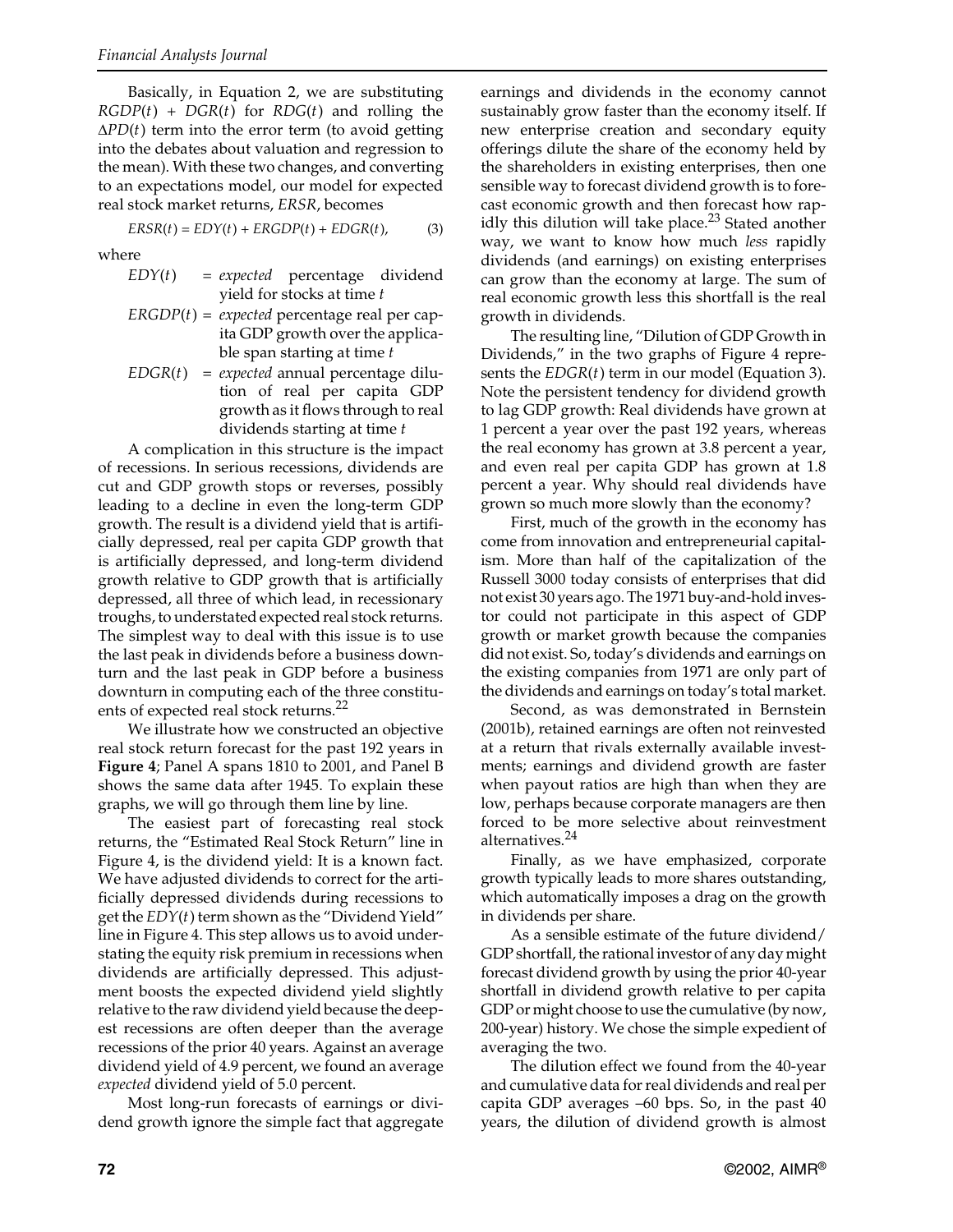Basically, in Equation 2, we are substituting $RGDP(t) + DGR(t)$ for $RDG(t)$ and rolling the $\Delta PD(t)$ term into the error term (to avoid getting into the debates about valuation and regression to the mean). With these two changes, and converting to an expectations model, our model for expected real stock market returns, *ERSR*, becomes

$$ERSR(t) = EDY(t) + ERGDP(t) + EDGR(t), \qquad (3)$$

where

- $EDY(t)$ = *expected* percentage dividend yield for stocks at time $t$
- $ERGDP(t)$ = *expected* percentage real per capita GDP growth over the applicable span starting at time $t$
- $EDGR(t)$ = *expected* annual percentage dilution of real per capita GDP growth as it flows through to real dividends starting at time $t$

A complication in this structure is the impact of recessions. In serious recessions, dividends are cut and GDP growth stops or reverses, possibly leading to a decline in even the long-term GDP growth. The result is a dividend yield that is artificially depressed, real per capita GDP growth that is artificially depressed, and long-term dividend growth relative to GDP growth that is artificially depressed, all three of which lead, in recessionary troughs, to understated expected real stock returns. The simplest way to deal with this issue is to use the last peak in dividends before a business downturn and the last peak in GDP before a business downturn in computing each of the three constituents of expected real stock returns.[22]

We illustrate how we constructed an objective real stock return forecast for the past 192 years in **Figure 4**; Panel A spans 1810 to 2001, and Panel B shows the same data after 1945. To explain these graphs, we will go through them line by line.

The easiest part of forecasting real stock returns, the "Estimated Real Stock Return" line in Figure 4, is the dividend yield: It is a known fact. We have adjusted dividends to correct for the artificially depressed dividends during recessions to get the $EDY(t)$ term shown as the "Dividend Yield" line in Figure 4. This step allows us to avoid understating the equity risk premium in recessions when dividends are artificially depressed. This adjustment boosts the expected dividend yield slightly relative to the raw dividend yield because the deepest recessions are often deeper than the average recessions of the prior 40 years. Against an average dividend yield of 4.9 percent, we found an average *expected* dividend yield of 5.0 percent.

Most long-run forecasts of earnings or dividend growth ignore the simple fact that aggregate earnings and dividends in the economy cannot sustainably grow faster than the economy itself. If new enterprise creation and secondary equity offerings dilute the share of the economy held by the shareholders in existing enterprises, then one sensible way to forecast dividend growth is to forecast economic growth and then forecast how rapidly this dilution will take place.[23] Stated another way, we want to know how much *less* rapidly dividends (and earnings) on existing enterprises can grow than the economy at large. The sum of real economic growth less this shortfall is the real growth in dividends.

The resulting line, "Dilution of GDP Growth in Dividends," in the two graphs of Figure 4 represents the $EDGR(t)$ term in our model (Equation 3). Note the persistent tendency for dividend growth to lag GDP growth: Real dividends have grown at 1 percent a year over the past 192 years, whereas the real economy has grown at 3.8 percent a year, and even real per capita GDP has grown at 1.8 percent a year. Why should real dividends have grown so much more slowly than the economy?

First, much of the growth in the economy has come from innovation and entrepreneurial capitalism. More than half of the capitalization of the Russell 3000 today consists of enterprises that did not exist 30 years ago. The 1971 buy-and-hold investor could not participate in this aspect of GDP growth or market growth because the companies did not exist. So, today's dividends and earnings on the existing companies from 1971 are only part of the dividends and earnings on today's total market.

Second, as was demonstrated in Bernstein (2001b), retained earnings are often not reinvested at a return that rivals externally available investments; earnings and dividend growth are faster when payout ratios are high than when they are low, perhaps because corporate managers are then forced to be more selective about reinvestment alternatives.[24]

Finally, as we have emphasized, corporate growth typically leads to more shares outstanding, which automatically imposes a drag on the growth in dividends per share.

As a sensible estimate of the future dividend/GDP shortfall, the rational investor of any day might forecast dividend growth by using the prior 40-year shortfall in dividend growth relative to per capita GDP or might choose to use the cumulative (by now, 200-year) history. We chose the simple expedient of averaging the two.

The dilution effect we found from the 40-year and cumulative data for real dividends and real per capita GDP averages –60 bps. So, in the past 40 years, the dilution of dividend growth is almost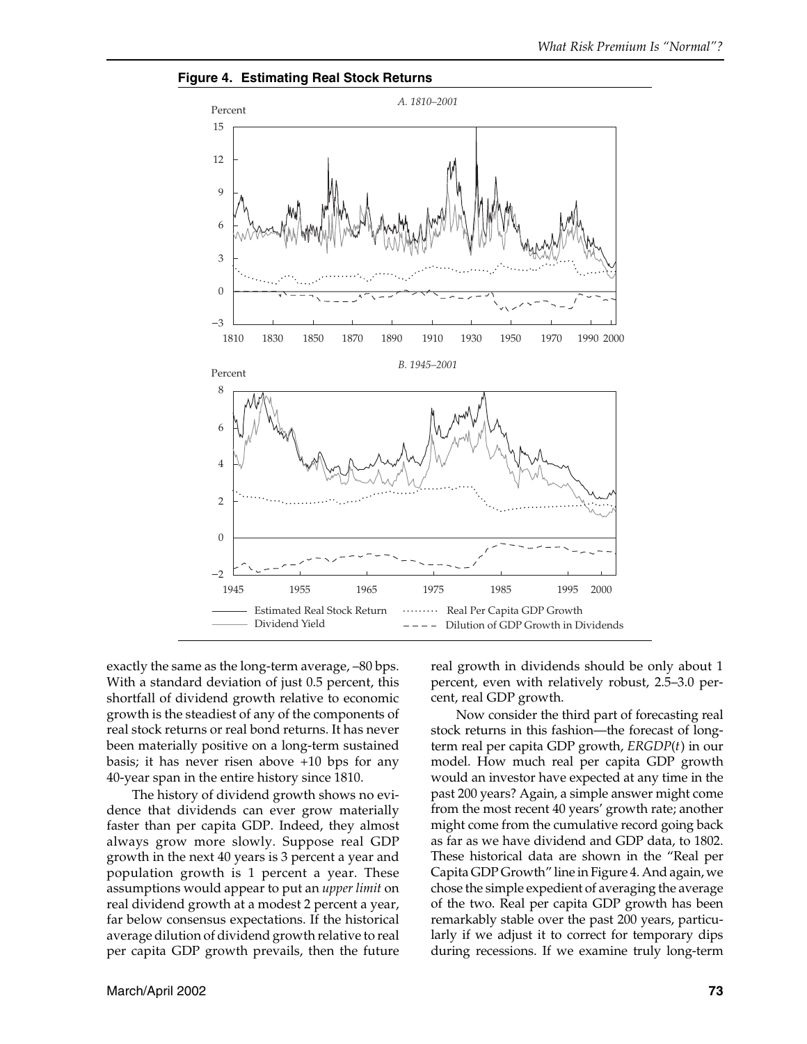**Figure 4. Estimating Real Stock Returns**

exactly the same as the long-term average, –80 bps. With a standard deviation of just 0.5 percent, this shortfall of dividend growth relative to economic growth is the steadiest of any of the components of real stock returns or real bond returns. It has never been materially positive on a long-term sustained basis; it has never risen above +10 bps for any 40-year span in the entire history since 1810.

The history of dividend growth shows no evidence that dividends can ever grow materially faster than per capita GDP. Indeed, they almost always grow more slowly. Suppose real GDP growth in the next 40 years is 3 percent a year and population growth is 1 percent a year. These assumptions would appear to put an *upper limit* on real dividend growth at a modest 2 percent a year, far below consensus expectations. If the historical average dilution of dividend growth relative to real per capita GDP growth prevails, then the future real growth in dividends should be only about 1 percent, even with relatively robust, 2.5–3.0 percent, real GDP growth.

Now consider the third part of forecasting real stock returns in this fashion—the forecast of long-term real per capita GDP growth, *ERGDP*($t$) in our model. How much real per capita GDP growth would an investor have expected at any time in the past 200 years? Again, a simple answer might come from the most recent 40 years' growth rate; another might come from the cumulative record going back as far as we have dividend and GDP data, to 1802. These historical data are shown in the "Real per Capita GDP Growth" line in Figure 4. And again, we chose the simple expedient of averaging the average of the two. Real per capita GDP growth has been remarkably stable over the past 200 years, particularly if we adjust it to correct for temporary dips during recessions. If we examine truly long-term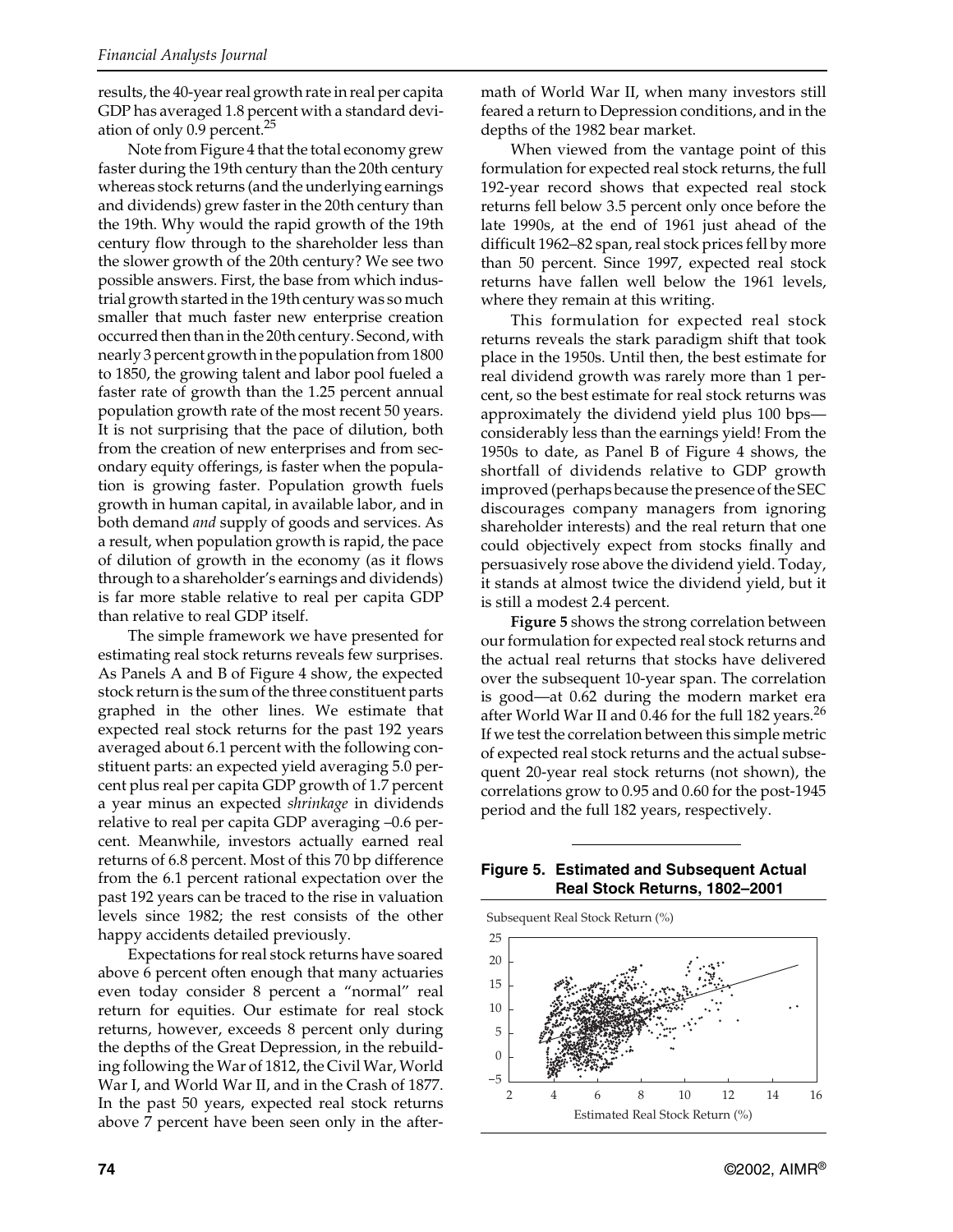results, the 40-year real growth rate in real per capita GDP has averaged 1.8 percent with a standard deviation of only 0.9 percent.[25]

Note from Figure 4 that the total economy grew faster during the 19th century than the 20th century whereas stock returns (and the underlying earnings and dividends) grew faster in the 20th century than the 19th. Why would the rapid growth of the 19th century flow through to the shareholder less than the slower growth of the 20th century? We see two possible answers. First, the base from which industrial growth started in the 19th century was so much smaller that much faster new enterprise creation occurred then than in the 20th century. Second, with nearly 3 percent growth in the population from 1800 to 1850, the growing talent and labor pool fueled a faster rate of growth than the 1.25 percent annual population growth rate of the most recent 50 years. It is not surprising that the pace of dilution, both from the creation of new enterprises and from secondary equity offerings, is faster when the population is growing faster. Population growth fuels growth in human capital, in available labor, and in both demand *and* supply of goods and services. As a result, when population growth is rapid, the pace of dilution of growth in the economy (as it flows through to a shareholder's earnings and dividends) is far more stable relative to real per capita GDP than relative to real GDP itself.

The simple framework we have presented for estimating real stock returns reveals few surprises. As Panels A and B of Figure 4 show, the expected stock return is the sum of the three constituent parts graphed in the other lines. We estimate that expected real stock returns for the past 192 years averaged about 6.1 percent with the following constituent parts: an expected yield averaging 5.0 percent plus real per capita GDP growth of 1.7 percent a year minus an expected *shrinkage* in dividends relative to real per capita GDP averaging –0.6 percent. Meanwhile, investors actually earned real returns of 6.8 percent. Most of this 70 bp difference from the 6.1 percent rational expectation over the past 192 years can be traced to the rise in valuation levels since 1982; the rest consists of the other happy accidents detailed previously.

Expectations for real stock returns have soared above 6 percent often enough that many actuaries even today consider 8 percent a "normal" real return for equities. Our estimate for real stock returns, however, exceeds 8 percent only during the depths of the Great Depression, in the rebuilding following the War of 1812, the Civil War, World War I, and World War II, and in the Crash of 1877. In the past 50 years, expected real stock returns above 7 percent have been seen only in the aftermath of World War II, when many investors still feared a return to Depression conditions, and in the depths of the 1982 bear market.

When viewed from the vantage point of this formulation for expected real stock returns, the full 192-year record shows that expected real stock returns fell below 3.5 percent only once before the late 1990s, at the end of 1961 just ahead of the difficult 1962–82 span, real stock prices fell by more than 50 percent. Since 1997, expected real stock returns have fallen well below the 1961 levels, where they remain at this writing.

This formulation for expected real stock returns reveals the stark paradigm shift that took place in the 1950s. Until then, the best estimate for real dividend growth was rarely more than 1 percent, so the best estimate for real stock returns was approximately the dividend yield plus 100 bps—considerably less than the earnings yield! From the 1950s to date, as Panel B of Figure 4 shows, the shortfall of dividends relative to GDP growth improved (perhaps because the presence of the SEC discourages company managers from ignoring shareholder interests) and the real return that one could objectively expect from stocks finally and persuasively rose above the dividend yield. Today, it stands at almost twice the dividend yield, but it is still a modest 2.4 percent.

**Figure 5** shows the strong correlation between our formulation for expected real stock returns and the actual real returns that stocks have delivered over the subsequent 10-year span. The correlation is good—at 0.62 during the modern market era after World War II and 0.46 for the full 182 years.[26] If we test the correlation between this simple metric of expected real stock returns and the actual subsequent 20-year real stock returns (not shown), the correlations grow to 0.95 and 0.60 for the post-1945 period and the full 182 years, respectively.

**Figure 5. Estimated and Subsequent Actual Real Stock Returns, 1802–2001**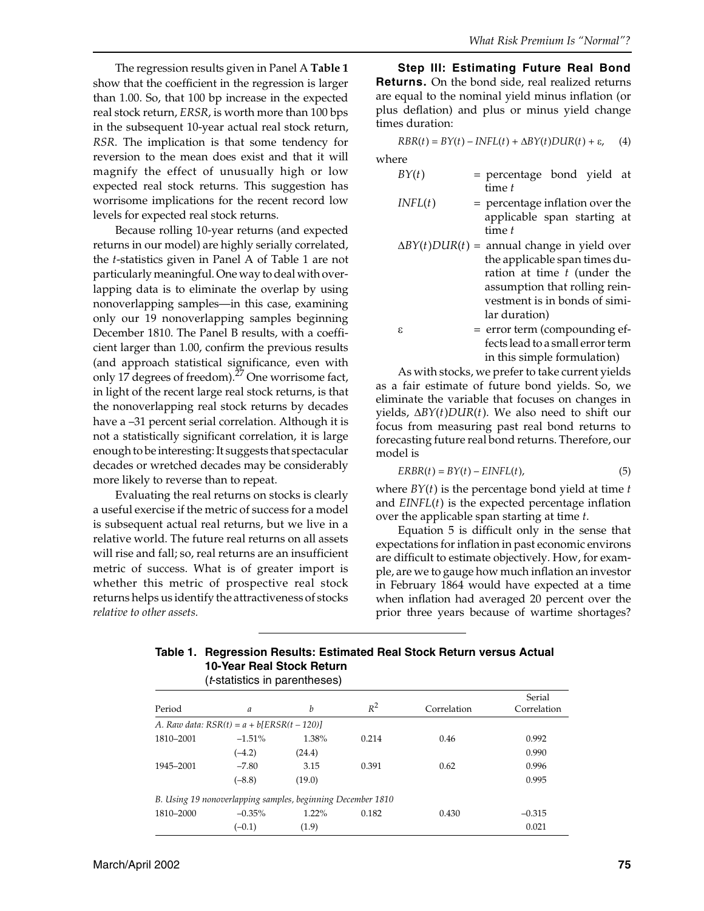The regression results given in Panel A **Table 1** show that the coefficient in the regression is larger than 1.00. So, that 100 bp increase in the expected real stock return, *ERSR*, is worth more than 100 bps in the subsequent 10-year actual real stock return, *RSR*. The implication is that some tendency for reversion to the mean does exist and that it will magnify the effect of unusually high or low expected real stock returns. This suggestion has worrisome implications for the recent record low levels for expected real stock returns.

Because rolling 10-year returns (and expected returns in our model) are highly serially correlated, the *t*-statistics given in Panel A of Table 1 are not particularly meaningful. One way to deal with overlapping data is to eliminate the overlap by using nonoverlapping samples—in this case, examining only our 19 nonoverlapping samples beginning December 1810. The Panel B results, with a coefficient larger than 1.00, confirm the previous results (and approach statistical significance, even with only 17 degrees of freedom).[27] One worrisome fact, in light of the recent large real stock returns, is that the nonoverlapping real stock returns by decades have a –31 percent serial correlation. Although it is not a statistically significant correlation, it is large enough to be interesting: It suggests that spectacular decades or wretched decades may be considerably more likely to reverse than to repeat.

Evaluating the real returns on stocks is clearly a useful exercise if the metric of success for a model is subsequent actual real returns, but we live in a relative world. The future real returns on all assets will rise and fall; so, real returns are an insufficient metric of success. What is of greater import is whether this metric of prospective real stock returns helps us identify the attractiveness of stocks *relative to other assets.*

**Step III: Estimating Future Real Bond Returns.** On the bond side, real realized returns are equal to the nominal yield minus inflation (or plus deflation) and plus or minus yield change times duration:

$$RBR(t) = BY(t) - INFL(t) + \Delta BY(t)DUR(t) + \varepsilon, \quad (4)$$

where

- $BY(t)$ = percentage bond yield at time $t$
- $INFL(t)$ = percentage inflation over the applicable span starting at time $t$
- $\Delta BY(t)DUR(t)$ = annual change in yield over the applicable span times duration at time $t$ (under the assumption that rolling reinvestment is in bonds of similar duration)
- $\varepsilon$ = error term (compounding effects lead to a small error term in this simple formulation)

As with stocks, we prefer to take current yields as a fair estimate of future bond yields. So, we eliminate the variable that focuses on changes in yields, $\Delta BY(t)DUR(t)$. We also need to shift our focus from measuring past real bond returns to forecasting future real bond returns. Therefore, our model is

$$ERBR(t) = BY(t) - EINFL(t), \quad (5)$$

where $BY(t)$ is the percentage bond yield at time $t$ and $EINFL(t)$ is the expected percentage inflation over the applicable span starting at time $t$.

Equation 5 is difficult only in the sense that expectations for inflation in past economic environs are difficult to estimate objectively. How, for example, are we to gauge how much inflation an investor in February 1864 would have expected at a time when inflation had averaged 20 percent over the prior three years because of wartime shortages?

**Table 1. Regression Results: Estimated Real Stock Return versus Actual 10-Year Real Stock Return**
(*t*-statistics in parentheses)

| Period | *a* | *b* | $R^2$ | Correlation | Serial Correlation |
|---|---|---|---|---|---|
| *A. Raw data: $RSR(t) = a + b[ERSR(t - 120)]$* | | | | | |
| 1810–2001 | –1.51% | 1.38% | 0.214 | 0.46 | 0.992 |
| | (–4.2) | (24.4) | | | 0.990 |
| 1945–2001 | –7.80 | 3.15 | 0.391 | 0.62 | 0.996 |
| | (–8.8) | (19.0) | | | 0.995 |
| *B. Using 19 nonoverlapping samples, beginning December 1810* | | | | | |
| 1810–2000 | –0.35% | 1.22% | 0.182 | 0.430 | –0.315 |
| | (–0.1) | (1.9) | | | 0.021 |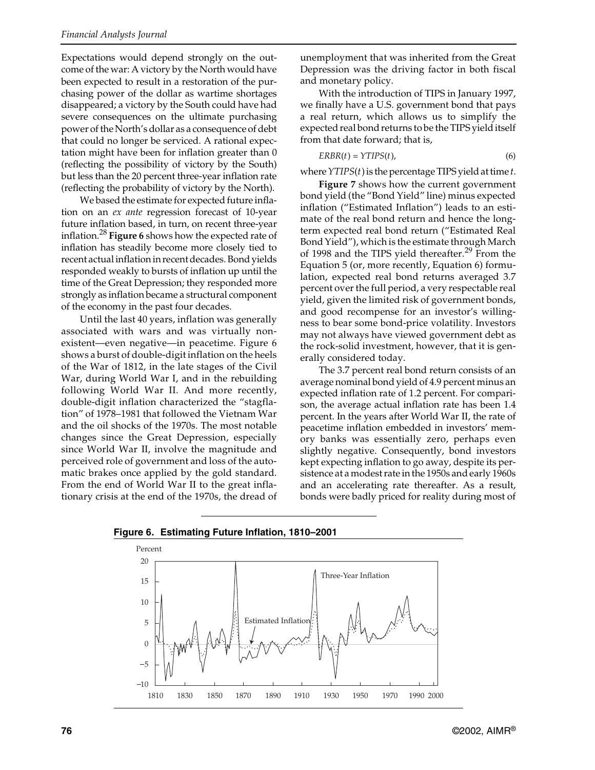Expectations would depend strongly on the outcome of the war: A victory by the North would have been expected to result in a restoration of the purchasing power of the dollar as wartime shortages disappeared; a victory by the South could have had severe consequences on the ultimate purchasing power of the North's dollar as a consequence of debt that could no longer be serviced. A rational expectation might have been for inflation greater than 0 (reflecting the possibility of victory by the South) but less than the 20 percent three-year inflation rate (reflecting the probability of victory by the North).

We based the estimate for expected future inflation on an *ex ante* regression forecast of 10-year future inflation based, in turn, on recent three-year inflation.[28] **Figure 6** shows how the expected rate of inflation has steadily become more closely tied to recent actual inflation in recent decades. Bond yields responded weakly to bursts of inflation up until the time of the Great Depression; they responded more strongly as inflation became a structural component of the economy in the past four decades.

Until the last 40 years, inflation was generally associated with wars and was virtually nonexistent—even negative—in peacetime. Figure 6 shows a burst of double-digit inflation on the heels of the War of 1812, in the late stages of the Civil War, during World War I, and in the rebuilding following World War II. And more recently, double-digit inflation characterized the "stagflation" of 1978–1981 that followed the Vietnam War and the oil shocks of the 1970s. The most notable changes since the Great Depression, especially since World War II, involve the magnitude and perceived role of government and loss of the automatic brakes once applied by the gold standard. From the end of World War II to the great inflationary crisis at the end of the 1970s, the dread of unemployment that was inherited from the Great Depression was the driving factor in both fiscal and monetary policy.

With the introduction of TIPS in January 1997, we finally have a U.S. government bond that pays a real return, which allows us to simplify the expected real bond returns to be the TIPS yield itself from that date forward; that is,

$$ERBR(t) = YTIPS(t), \tag{6}$$

where $YTIPS(t)$ is the percentage TIPS yield at time $t$.

**Figure 7** shows how the current government bond yield (the "Bond Yield" line) minus expected inflation ("Estimated Inflation") leads to an estimate of the real bond return and hence the long-term expected real bond return ("Estimated Real Bond Yield"), which is the estimate through March of 1998 and the TIPS yield thereafter.[29] From the Equation 5 (or, more recently, Equation 6) formulation, expected real bond returns averaged 3.7 percent over the full period, a very respectable real yield, given the limited risk of government bonds, and good recompense for an investor's willingness to bear some bond-price volatility. Investors may not always have viewed government debt as the rock-solid investment, however, that it is generally considered today.

The 3.7 percent real bond return consists of an average nominal bond yield of 4.9 percent minus an expected inflation rate of 1.2 percent. For comparison, the average actual inflation rate has been 1.4 percent. In the years after World War II, the rate of peacetime inflation embedded in investors' memory banks was essentially zero, perhaps even slightly negative. Consequently, bond investors kept expecting inflation to go away, despite its persistence at a modest rate in the 1950s and early 1960s and an accelerating rate thereafter. As a result, bonds were badly priced for reality during most of

**Figure 6. Estimating Future Inflation, 1810–2001**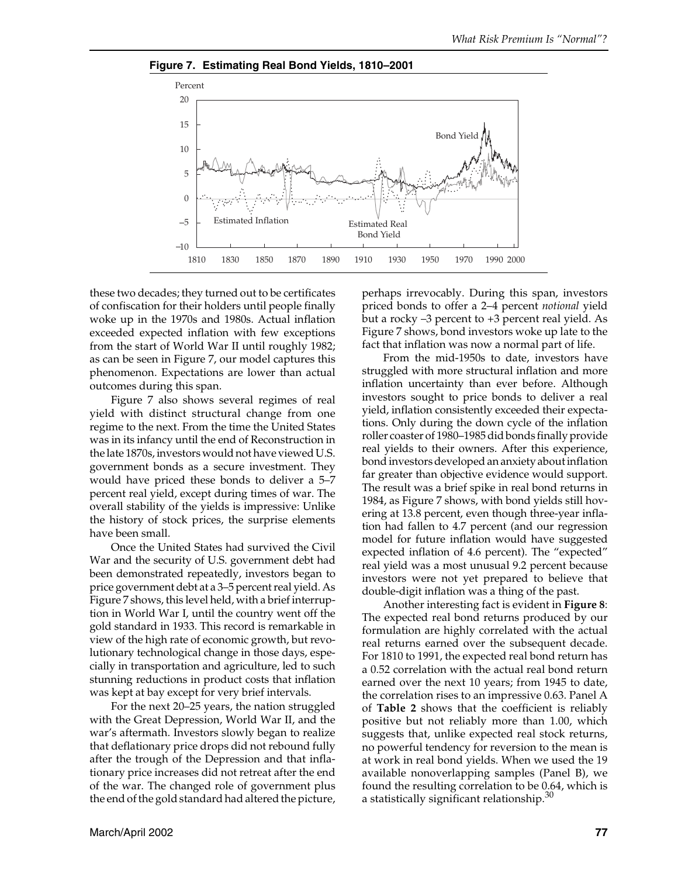**Figure 7. Estimating Real Bond Yields, 1810–2001**

these two decades; they turned out to be certificates of confiscation for their holders until people finally woke up in the 1970s and 1980s. Actual inflation exceeded expected inflation with few exceptions from the start of World War II until roughly 1982; as can be seen in Figure 7, our model captures this phenomenon. Expectations are lower than actual outcomes during this span.

Figure 7 also shows several regimes of real yield with distinct structural change from one regime to the next. From the time the United States was in its infancy until the end of Reconstruction in the late 1870s, investors would not have viewed U.S. government bonds as a secure investment. They would have priced these bonds to deliver a 5–7 percent real yield, except during times of war. The overall stability of the yields is impressive: Unlike the history of stock prices, the surprise elements have been small.

Once the United States had survived the Civil War and the security of U.S. government debt had been demonstrated repeatedly, investors began to price government debt at a 3–5 percent real yield. As Figure 7 shows, this level held, with a brief interruption in World War I, until the country went off the gold standard in 1933. This record is remarkable in view of the high rate of economic growth, but revolutionary technological change in those days, especially in transportation and agriculture, led to such stunning reductions in product costs that inflation was kept at bay except for very brief intervals.

For the next 20–25 years, the nation struggled with the Great Depression, World War II, and the war's aftermath. Investors slowly began to realize that deflationary price drops did not rebound fully after the trough of the Depression and that inflationary price increases did not retreat after the end of the war. The changed role of government plus the end of the gold standard had altered the picture, perhaps irrevocably. During this span, investors priced bonds to offer a 2–4 percent *notional* yield but a rocky –3 percent to +3 percent real yield. As Figure 7 shows, bond investors woke up late to the fact that inflation was now a normal part of life.

From the mid-1950s to date, investors have struggled with more structural inflation and more inflation uncertainty than ever before. Although investors sought to price bonds to deliver a real yield, inflation consistently exceeded their expectations. Only during the down cycle of the inflation roller coaster of 1980–1985 did bonds finally provide real yields to their owners. After this experience, bond investors developed an anxiety about inflation far greater than objective evidence would support. The result was a brief spike in real bond returns in 1984, as Figure 7 shows, with bond yields still hovering at 13.8 percent, even though three-year inflation had fallen to 4.7 percent (and our regression model for future inflation would have suggested expected inflation of 4.6 percent). The "expected" real yield was a most unusual 9.2 percent because investors were not yet prepared to believe that double-digit inflation was a thing of the past.

Another interesting fact is evident in **Figure 8**: The expected real bond returns produced by our formulation are highly correlated with the actual real returns earned over the subsequent decade. For 1810 to 1991, the expected real bond return has a 0.52 correlation with the actual real bond return earned over the next 10 years; from 1945 to date, the correlation rises to an impressive 0.63. Panel A of **Table 2** shows that the coefficient is reliably positive but not reliably more than 1.00, which suggests that, unlike expected real stock returns, no powerful tendency for reversion to the mean is at work in real bond yields. When we used the 19 available nonoverlapping samples (Panel B), we found the resulting correlation to be 0.64, which is a statistically significant relationship.[30]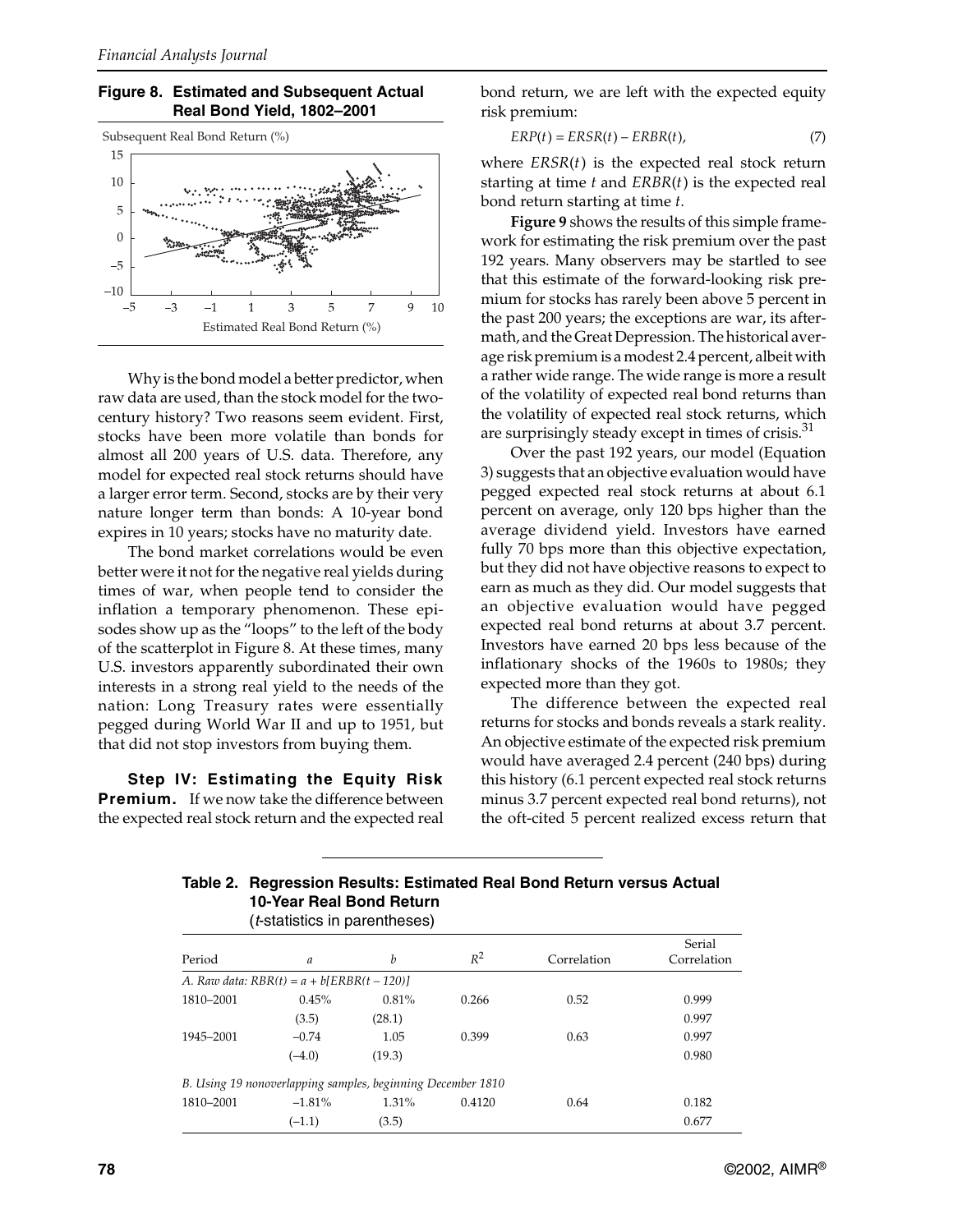**Figure 8. Estimated and Subsequent Actual Real Bond Yield, 1802–2001**

Why is the bond model a better predictor, when raw data are used, than the stock model for the two-century history? Two reasons seem evident. First, stocks have been more volatile than bonds for almost all 200 years of U.S. data. Therefore, any model for expected real stock returns should have a larger error term. Second, stocks are by their very nature longer term than bonds: A 10-year bond expires in 10 years; stocks have no maturity date.

The bond market correlations would be even better were it not for the negative real yields during times of war, when people tend to consider the inflation a temporary phenomenon. These episodes show up as the "loops" to the left of the body of the scatterplot in Figure 8. At these times, many U.S. investors apparently subordinated their own interests in a strong real yield to the needs of the nation: Long Treasury rates were essentially pegged during World War II and up to 1951, but that did not stop investors from buying them.

**Step IV: Estimating the Equity Risk Premium.** If we now take the difference between the expected real stock return and the expected real bond return, we are left with the expected equity risk premium:

$$ERP(t) = ERSR(t) - ERBR(t), \tag{7}$$

where $ERSR(t)$ is the expected real stock return starting at time $t$ and $ERBR(t)$ is the expected real bond return starting at time $t$.

**Figure 9** shows the results of this simple framework for estimating the risk premium over the past 192 years. Many observers may be startled to see that this estimate of the forward-looking risk premium for stocks has rarely been above 5 percent in the past 200 years; the exceptions are war, its aftermath, and the Great Depression. The historical average risk premium is a modest 2.4 percent, albeit with a rather wide range. The wide range is more a result of the volatility of expected real bond returns than the volatility of expected real stock returns, which are surprisingly steady except in times of crisis.[31]

Over the past 192 years, our model (Equation 3) suggests that an objective evaluation would have pegged expected real stock returns at about 6.1 percent on average, only 120 bps higher than the average dividend yield. Investors have earned fully 70 bps more than this objective expectation, but they did not have objective reasons to expect to earn as much as they did. Our model suggests that an objective evaluation would have pegged expected real bond returns at about 3.7 percent. Investors have earned 20 bps less because of the inflationary shocks of the 1960s to 1980s; they expected more than they got.

The difference between the expected real returns for stocks and bonds reveals a stark reality. An objective estimate of the expected risk premium would have averaged 2.4 percent (240 bps) during this history (6.1 percent expected real stock returns minus 3.7 percent expected real bond returns), not the oft-cited 5 percent realized excess return that

**Table 2. Regression Results: Estimated Real Bond Return versus Actual 10-Year Real Bond Return**
(*t*-statistics in parentheses)

| Period | $a$ | $b$ | $R^2$ | Correlation | Serial Correlation |
|---|---|---|---|---|---|
| *A. Raw data: $RBR(t) = a + b[ERBR(t - 120)]$* | | | | | |
| 1810–2001 | 0.45% | 0.81% | 0.266 | 0.52 | 0.999 |
| | (3.5) | (28.1) | | | 0.997 |
| 1945–2001 | –0.74 | 1.05 | 0.399 | 0.63 | 0.997 |
| | (–4.0) | (19.3) | | | 0.980 |
| *B. Using 19 nonoverlapping samples, beginning December 1810* | | | | | |
| 1810–2001 | –1.81% | 1.31% | 0.4120 | 0.64 | 0.182 |
| | (–1.1) | (3.5) | | | 0.677 |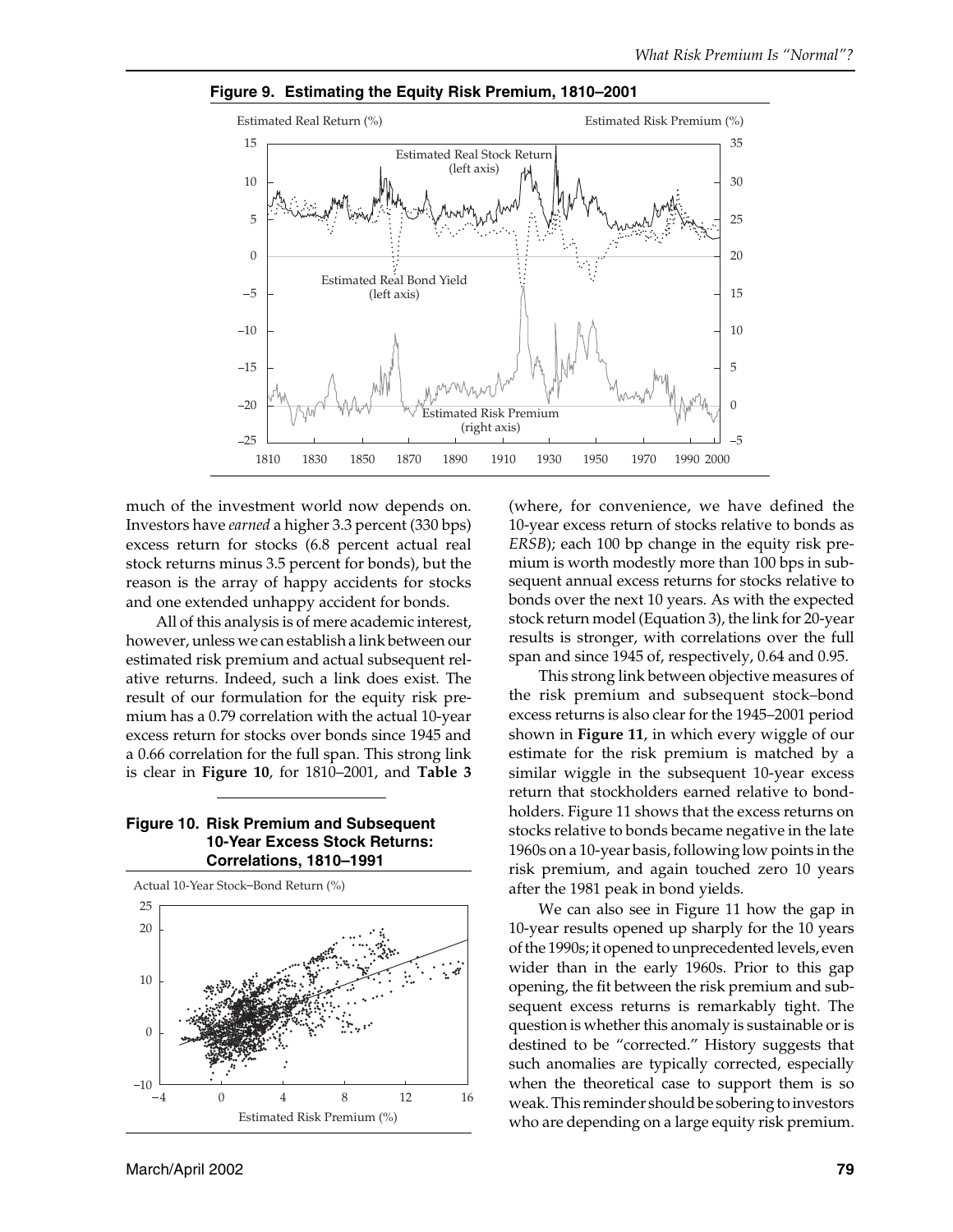**Figure 9. Estimating the Equity Risk Premium, 1810–2001**

much of the investment world now depends on. Investors have *earned* a higher 3.3 percent (330 bps) excess return for stocks (6.8 percent actual real stock returns minus 3.5 percent for bonds), but the reason is the array of happy accidents for stocks and one extended unhappy accident for bonds.

All of this analysis is of mere academic interest, however, unless we can establish a link between our estimated risk premium and actual subsequent relative returns. Indeed, such a link does exist. The result of our formulation for the equity risk premium has a 0.79 correlation with the actual 10-year excess return for stocks over bonds since 1945 and a 0.66 correlation for the full span. This strong link is clear in **Figure 10**, for 1810–2001, and **Table 3** (where, for convenience, we have defined the 10-year excess return of stocks relative to bonds as *ERSB*); each 100 bp change in the equity risk premium is worth modestly more than 100 bps in subsequent annual excess returns for stocks relative to bonds over the next 10 years. As with the expected stock return model (Equation 3), the link for 20-year results is stronger, with correlations over the full span and since 1945 of, respectively, 0.64 and 0.95.

**Figure 10. Risk Premium and Subsequent 10-Year Excess Stock Returns: Correlations, 1810–1991**

This strong link between objective measures of the risk premium and subsequent stock–bond excess returns is also clear for the 1945–2001 period shown in **Figure 11**, in which every wiggle of our estimate for the risk premium is matched by a similar wiggle in the subsequent 10-year excess return that stockholders earned relative to bondholders. Figure 11 shows that the excess returns on stocks relative to bonds became negative in the late 1960s on a 10-year basis, following low points in the risk premium, and again touched zero 10 years after the 1981 peak in bond yields.

We can also see in Figure 11 how the gap in 10-year results opened up sharply for the 10 years of the 1990s; it opened to unprecedented levels, even wider than in the early 1960s. Prior to this gap opening, the fit between the risk premium and subsequent excess returns is remarkably tight. The question is whether this anomaly is sustainable or is destined to be "corrected." History suggests that such anomalies are typically corrected, especially when the theoretical case to support them is so weak. This reminder should be sobering to investors who are depending on a large equity risk premium.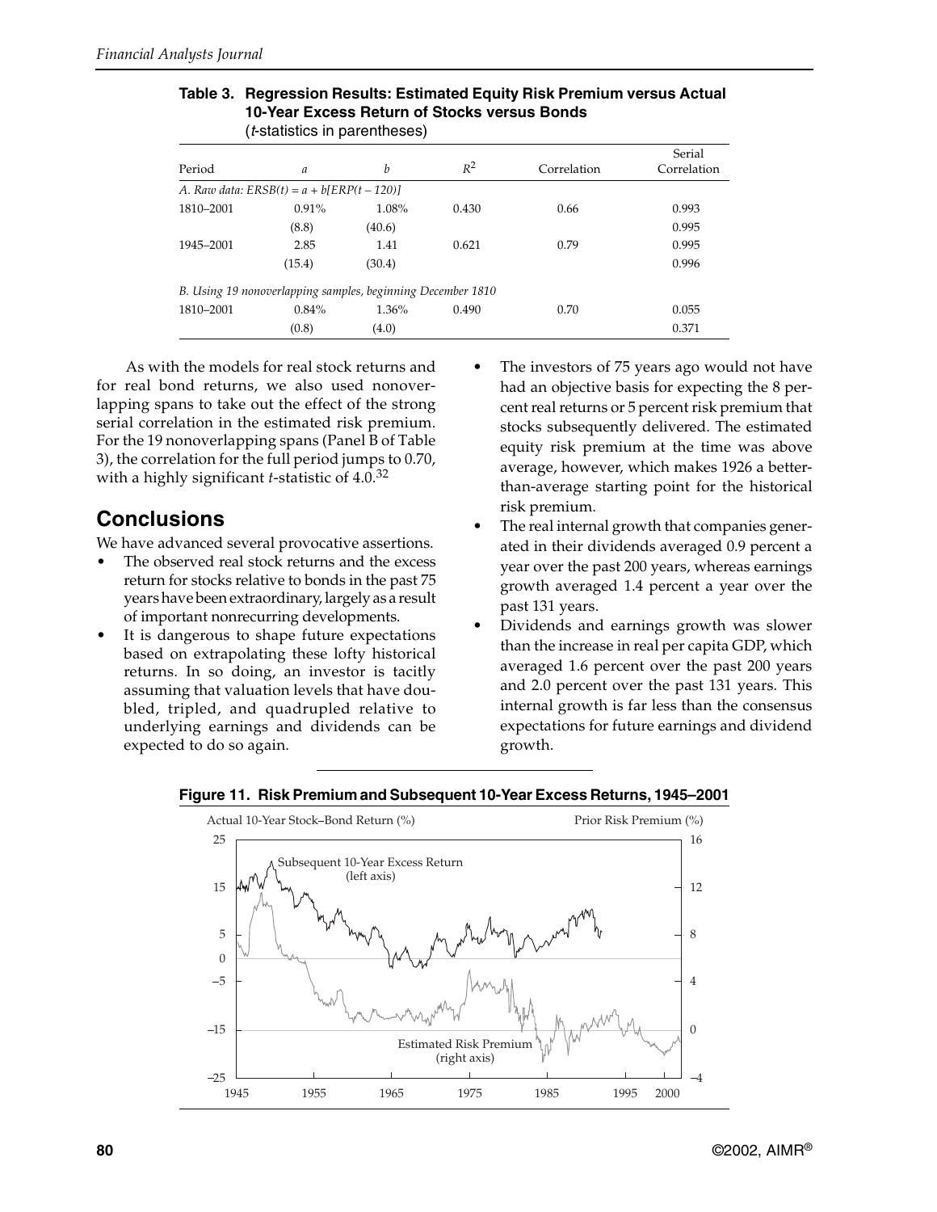**Table 3. Regression Results: Estimated Equity Risk Premium versus Actual 10-Year Excess Return of Stocks versus Bonds**
(*t*-statistics in parentheses)

| Period | *a* | *b* | $R^2$ | Correlation | Serial Correlation |
|---|---|---|---|---|---|
| *A. Raw data: ERSB(t) = a + b[ERP(t – 120)]* | | | | | |
| 1810–2001 | 0.91% | 1.08% | 0.430 | 0.66 | 0.993 |
| | (8.8) | (40.6) | | | 0.995 |
| 1945–2001 | 2.85 | 1.41 | 0.621 | 0.79 | 0.995 |
| | (15.4) | (30.4) | | | 0.996 |
| *B. Using 19 nonoverlapping samples, beginning December 1810* | | | | | |
| 1810–2001 | 0.84% | 1.36% | 0.490 | 0.70 | 0.055 |
| | (0.8) | (4.0) | | | 0.371 |

As with the models for real stock returns and for real bond returns, we also used nonoverlapping spans to take out the effect of the strong serial correlation in the estimated risk premium. For the 19 nonoverlapping spans (Panel B of Table 3), the correlation for the full period jumps to 0.70, with a highly significant *t*-statistic of 4.0.[32]

## Conclusions

We have advanced several provocative assertions.

- The observed real stock returns and the excess return for stocks relative to bonds in the past 75 years have been extraordinary, largely as a result of important nonrecurring developments.
- It is dangerous to shape future expectations based on extrapolating these lofty historical returns. In so doing, an investor is tacitly assuming that valuation levels that have doubled, tripled, and quadrupled relative to underlying earnings and dividends can be expected to do so again.
- The investors of 75 years ago would not have had an objective basis for expecting the 8 percent real returns or 5 percent risk premium that stocks subsequently delivered. The estimated equity risk premium at the time was above average, however, which makes 1926 a better-than-average starting point for the historical risk premium.
- The real internal growth that companies generated in their dividends averaged 0.9 percent a year over the past 200 years, whereas earnings growth averaged 1.4 percent a year over the past 131 years.
- Dividends and earnings growth was slower than the increase in real per capita GDP, which averaged 1.6 percent over the past 200 years and 2.0 percent over the past 131 years. This internal growth is far less than the consensus expectations for future earnings and dividend growth.

**Figure 11. Risk Premium and Subsequent 10-Year Excess Returns, 1945–2001**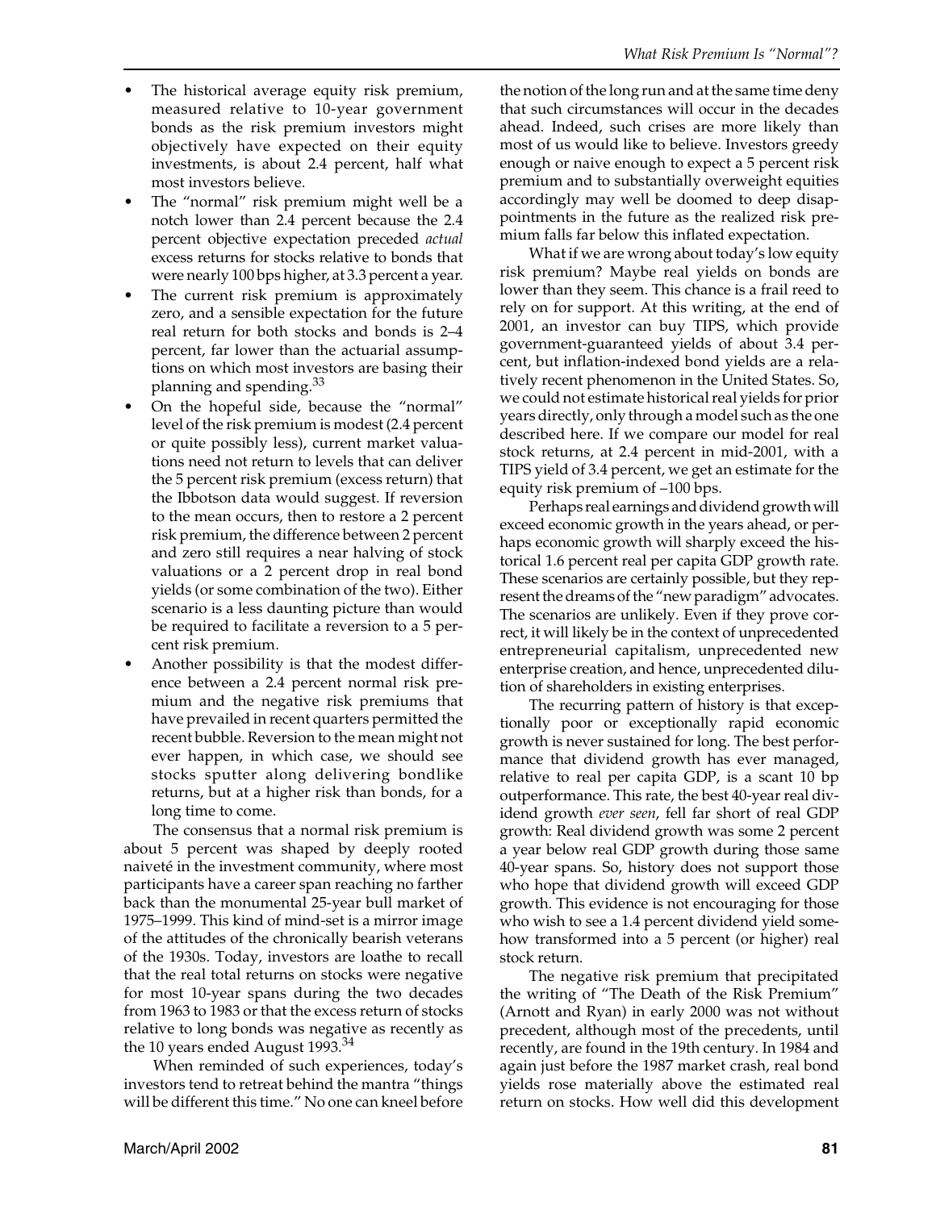- The historical average equity risk premium, measured relative to 10-year government bonds as the risk premium investors might objectively have expected on their equity investments, is about 2.4 percent, half what most investors believe.
- The "normal" risk premium might well be a notch lower than 2.4 percent because the 2.4 percent objective expectation preceded *actual* excess returns for stocks relative to bonds that were nearly 100 bps higher, at 3.3 percent a year.
- The current risk premium is approximately zero, and a sensible expectation for the future real return for both stocks and bonds is 2–4 percent, far lower than the actuarial assumptions on which most investors are basing their planning and spending.[33]
- On the hopeful side, because the "normal" level of the risk premium is modest (2.4 percent or quite possibly less), current market valuations need not return to levels that can deliver the 5 percent risk premium (excess return) that the Ibbotson data would suggest. If reversion to the mean occurs, then to restore a 2 percent risk premium, the difference between 2 percent and zero still requires a near halving of stock valuations or a 2 percent drop in real bond yields (or some combination of the two). Either scenario is a less daunting picture than would be required to facilitate a reversion to a 5 percent risk premium.
- Another possibility is that the modest difference between a 2.4 percent normal risk premium and the negative risk premiums that have prevailed in recent quarters permitted the recent bubble. Reversion to the mean might not ever happen, in which case, we should see stocks sputter along delivering bondlike returns, but at a higher risk than bonds, for a long time to come.

The consensus that a normal risk premium is about 5 percent was shaped by deeply rooted naiveté in the investment community, where most participants have a career span reaching no farther back than the monumental 25-year bull market of 1975–1999. This kind of mind-set is a mirror image of the attitudes of the chronically bearish veterans of the 1930s. Today, investors are loathe to recall that the real total returns on stocks were negative for most 10-year spans during the two decades from 1963 to 1983 or that the excess return of stocks relative to long bonds was negative as recently as the 10 years ended August 1993.[34]

When reminded of such experiences, today's investors tend to retreat behind the mantra "things will be different this time." No one can kneel before the notion of the long run and at the same time deny that such circumstances will occur in the decades ahead. Indeed, such crises are more likely than most of us would like to believe. Investors greedy enough or naive enough to expect a 5 percent risk premium and to substantially overweight equities accordingly may well be doomed to deep disappointments in the future as the realized risk premium falls far below this inflated expectation.

What if we are wrong about today's low equity risk premium? Maybe real yields on bonds are lower than they seem. This chance is a frail reed to rely on for support. At this writing, at the end of 2001, an investor can buy TIPS, which provide government-guaranteed yields of about 3.4 percent, but inflation-indexed bond yields are a relatively recent phenomenon in the United States. So, we could not estimate historical real yields for prior years directly, only through a model such as the one described here. If we compare our model for real stock returns, at 2.4 percent in mid-2001, with a TIPS yield of 3.4 percent, we get an estimate for the equity risk premium of –100 bps.

Perhaps real earnings and dividend growth will exceed economic growth in the years ahead, or perhaps economic growth will sharply exceed the historical 1.6 percent real per capita GDP growth rate. These scenarios are certainly possible, but they represent the dreams of the "new paradigm" advocates. The scenarios are unlikely. Even if they prove correct, it will likely be in the context of unprecedented entrepreneurial capitalism, unprecedented new enterprise creation, and hence, unprecedented dilution of shareholders in existing enterprises.

The recurring pattern of history is that exceptionally poor or exceptionally rapid economic growth is never sustained for long. The best performance that dividend growth has ever managed, relative to real per capita GDP, is a scant 10 bp outperformance. This rate, the best 40-year real dividend growth *ever seen*, fell far short of real GDP growth: Real dividend growth was some 2 percent a year below real GDP growth during those same 40-year spans. So, history does not support those who hope that dividend growth will exceed GDP growth. This evidence is not encouraging for those who wish to see a 1.4 percent dividend yield somehow transformed into a 5 percent (or higher) real stock return.

The negative risk premium that precipitated the writing of "The Death of the Risk Premium" (Arnott and Ryan) in early 2000 was not without precedent, although most of the precedents, until recently, are found in the 19th century. In 1984 and again just before the 1987 market crash, real bond yields rose materially above the estimated real return on stocks. How well did this development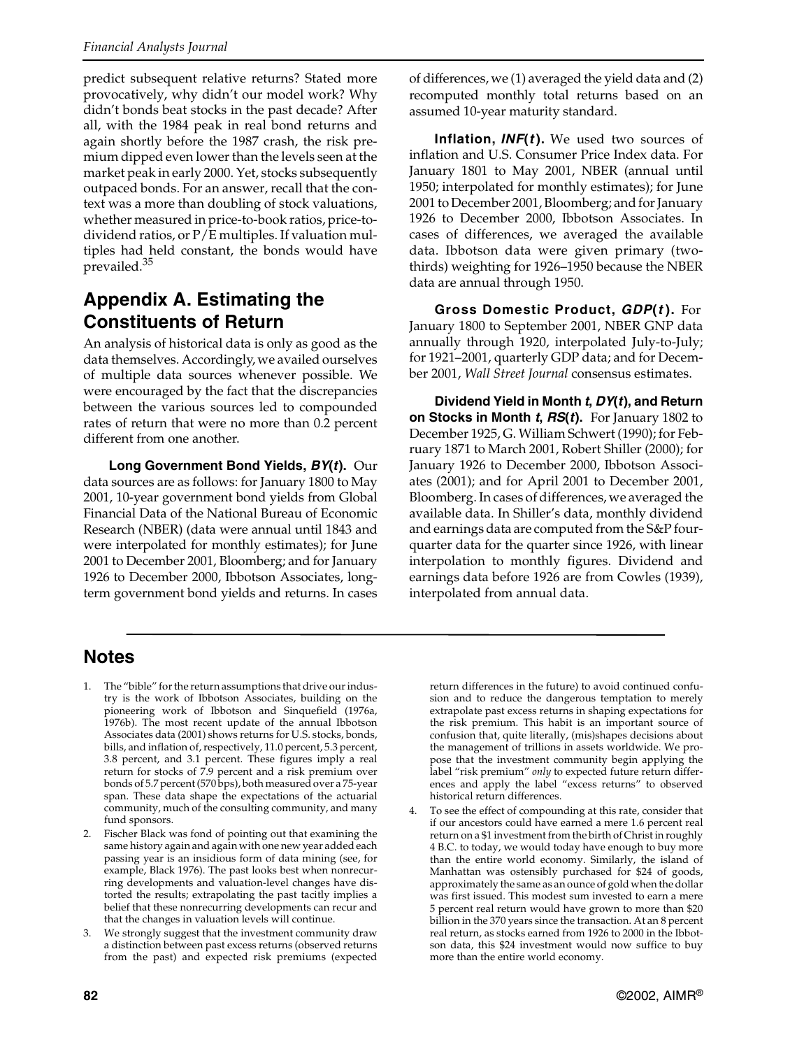predict subsequent relative returns? Stated more provocatively, why didn't our model work? Why didn't bonds beat stocks in the past decade? After all, with the 1984 peak in real bond returns and again shortly before the 1987 crash, the risk premium dipped even lower than the levels seen at the market peak in early 2000. Yet, stocks subsequently outpaced bonds. For an answer, recall that the context was a more than doubling of stock valuations, whether measured in price-to-book ratios, price-to-dividend ratios, or P/E multiples. If valuation multiples had held constant, the bonds would have prevailed.[35]

## Appendix A. Estimating the Constituents of Return

An analysis of historical data is only as good as the data themselves. Accordingly, we availed ourselves of multiple data sources whenever possible. We were encouraged by the fact that the discrepancies between the various sources led to compounded rates of return that were no more than 0.2 percent different from one another.

**Long Government Bond Yields, *BY*(*t*).** Our data sources are as follows: for January 1800 to May 2001, 10-year government bond yields from Global Financial Data of the National Bureau of Economic Research (NBER) (data were annual until 1843 and were interpolated for monthly estimates); for June 2001 to December 2001, Bloomberg; and for January 1926 to December 2000, Ibbotson Associates, long-term government bond yields and returns. In cases of differences, we (1) averaged the yield data and (2) recomputed monthly total returns based on an assumed 10-year maturity standard.

**Inflation, *INF*(*t*).** We used two sources of inflation and U.S. Consumer Price Index data. For January 1801 to May 2001, NBER (annual until 1950; interpolated for monthly estimates); for June 2001 to December 2001, Bloomberg; and for January 1926 to December 2000, Ibbotson Associates. In cases of differences, we averaged the available data. Ibbotson data were given primary (two-thirds) weighting for 1926–1950 because the NBER data are annual through 1950.

**Gross Domestic Product, *GDP*(*t*).** For January 1800 to September 2001, NBER GNP data annually through 1920, interpolated July-to-July; for 1921–2001, quarterly GDP data; and for December 2001, *Wall Street Journal* consensus estimates.

**Dividend Yield in Month *t*, *DY*(*t*), and Return on Stocks in Month *t*, *RS*(*t*).** For January 1802 to December 1925, G. William Schwert (1990); for February 1871 to March 2001, Robert Shiller (2000); for January 1926 to December 2000, Ibbotson Associates (2001); and for April 2001 to December 2001, Bloomberg. In cases of differences, we averaged the available data. In Shiller's data, monthly dividend and earnings data are computed from the S&P four-quarter data for the quarter since 1926, with linear interpolation to monthly figures. Dividend and earnings data before 1926 are from Cowles (1939), interpolated from annual data.

## Notes

1. The "bible" for the return assumptions that drive our industry is the work of Ibbotson Associates, building on the pioneering work of Ibbotson and Sinquefield (1976a, 1976b). The most recent update of the annual Ibbotson Associates data (2001) shows returns for U.S. stocks, bonds, bills, and inflation of, respectively, 11.0 percent, 5.3 percent, 3.8 percent, and 3.1 percent. These figures imply a real return for stocks of 7.9 percent and a risk premium over bonds of 5.7 percent (570 bps), both measured over a 75-year span. These data shape the expectations of the actuarial community, much of the consulting community, and many fund sponsors.
2. Fischer Black was fond of pointing out that examining the same history again and again with one new year added each passing year is an insidious form of data mining (see, for example, Black 1976). The past looks best when nonrecurring developments and valuation-level changes have distorted the results; extrapolating the past tacitly implies a belief that these nonrecurring developments can recur and that the changes in valuation levels will continue.
3. We strongly suggest that the investment community draw a distinction between past excess returns (observed returns from the past) and expected risk premiums (expected return differences in the future) to avoid continued confusion and to reduce the dangerous temptation to merely extrapolate past excess returns in shaping expectations for the risk premium. This habit is an important source of confusion that, quite literally, (mis)shapes decisions about the management of trillions in assets worldwide. We propose that the investment community begin applying the label "risk premium" *only* to expected future return differences and apply the label "excess returns" to observed historical return differences.
4. To see the effect of compounding at this rate, consider that if our ancestors could have earned a mere 1.6 percent real return on a $1 investment from the birth of Christ in roughly 4 B.C. to today, we would today have enough to buy more than the entire world economy. Similarly, the island of Manhattan was ostensibly purchased for $24 of goods, approximately the same as an ounce of gold when the dollar was first issued. This modest sum invested to earn a mere 5 percent real return would have grown to more than $20 billion in the 370 years since the transaction. At an 8 percent real return, as stocks earned from 1926 to 2000 in the Ibbotson data, this $24 investment would now suffice to buy more than the entire world economy.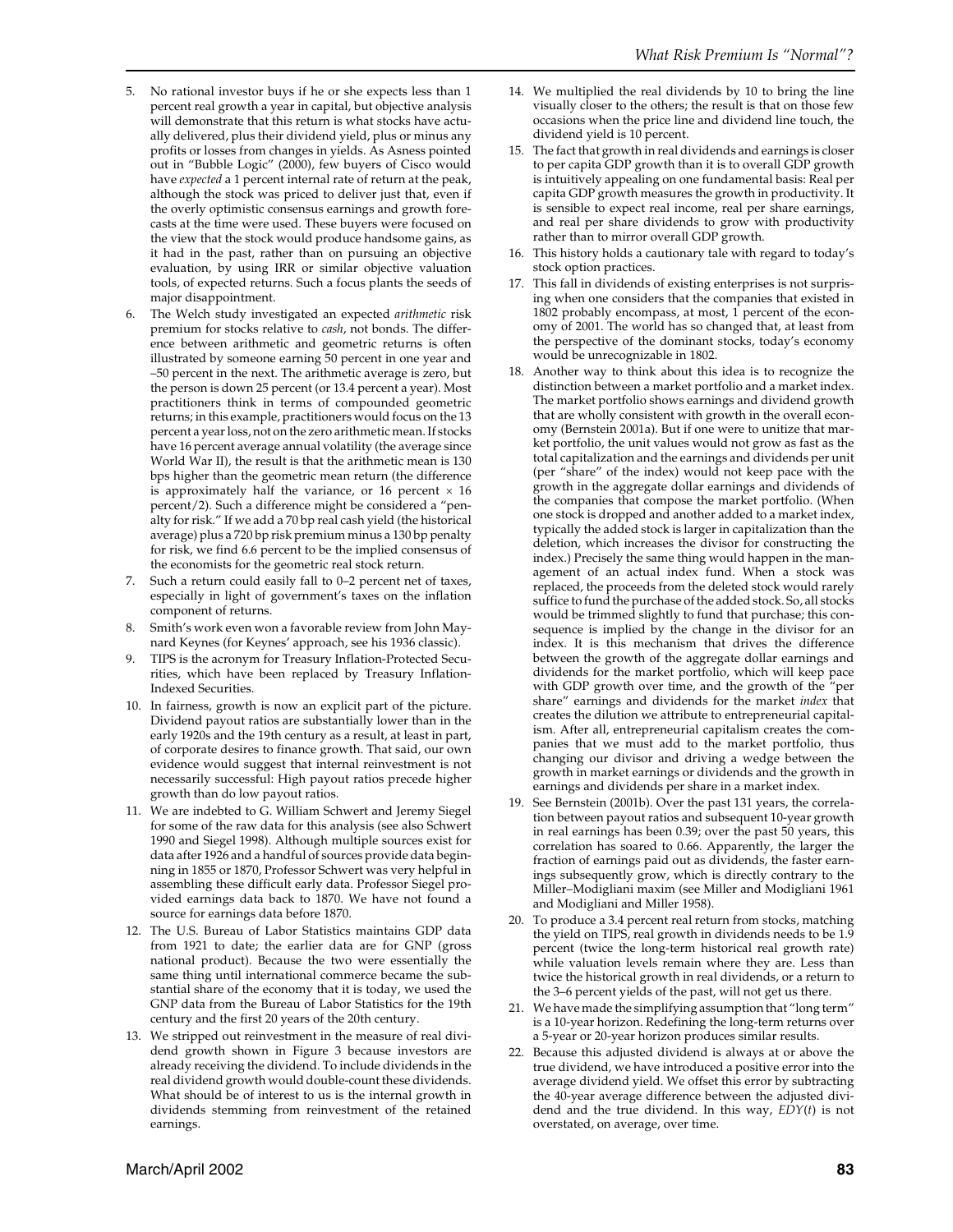5. No rational investor buys if he or she expects less than 1 percent real growth a year in capital, but objective analysis will demonstrate that this return is what stocks have actually delivered, plus their dividend yield, plus or minus any profits or losses from changes in yields. As Asness pointed out in "Bubble Logic" (2000), few buyers of Cisco would have *expected* a 1 percent internal rate of return at the peak, although the stock was priced to deliver just that, even if the overly optimistic consensus earnings and growth forecasts at the time were used. These buyers were focused on the view that the stock would produce handsome gains, as it had in the past, rather than on pursuing an objective evaluation, by using IRR or similar objective valuation tools, of expected returns. Such a focus plants the seeds of major disappointment.
6. The Welch study investigated an expected *arithmetic* risk premium for stocks relative to *cash*, not bonds. The difference between arithmetic and geometric returns is often illustrated by someone earning 50 percent in one year and –50 percent in the next. The arithmetic average is zero, but the person is down 25 percent (or 13.4 percent a year). Most practitioners think in terms of compounded geometric returns; in this example, practitioners would focus on the 13 percent a year loss, not on the zero arithmetic mean. If stocks have 16 percent average annual volatility (the average since World War II), the result is that the arithmetic mean is 130 bps higher than the geometric mean return (the difference is approximately half the variance, or 16 percent × 16 percent/2). Such a difference might be considered a "penalty for risk." If we add a 70 bp real cash yield (the historical average) plus a 720 bp risk premium minus a 130 bp penalty for risk, we find 6.6 percent to be the implied consensus of the economists for the geometric real stock return.
7. Such a return could easily fall to 0–2 percent net of taxes, especially in light of government's taxes on the inflation component of returns.
8. Smith's work even won a favorable review from John Maynard Keynes (for Keynes' approach, see his 1936 classic).
9. TIPS is the acronym for Treasury Inflation-Protected Securities, which have been replaced by Treasury Inflation-Indexed Securities.
10. In fairness, growth is now an explicit part of the picture. Dividend payout ratios are substantially lower than in the early 1920s and the 19th century as a result, at least in part, of corporate desires to finance growth. That said, our own evidence would suggest that internal reinvestment is not necessarily successful: High payout ratios precede higher growth than do low payout ratios.
11. We are indebted to G. William Schwert and Jeremy Siegel for some of the raw data for this analysis (see also Schwert 1990 and Siegel 1998). Although multiple sources exist for data after 1926 and a handful of sources provide data beginning in 1855 or 1870, Professor Schwert was very helpful in assembling these difficult early data. Professor Siegel provided earnings data back to 1870. We have not found a source for earnings data before 1870.
12. The U.S. Bureau of Labor Statistics maintains GDP data from 1921 to date; the earlier data are for GNP (gross national product). Because the two were essentially the same thing until international commerce became the substantial share of the economy that it is today, we used the GNP data from the Bureau of Labor Statistics for the 19th century and the first 20 years of the 20th century.
13. We stripped out reinvestment in the measure of real dividend growth shown in Figure 3 because investors are already receiving the dividend. To include dividends in the real dividend growth would double-count these dividends. What should be of interest to us is the internal growth in dividends stemming from reinvestment of the retained earnings.
14. We multiplied the real dividends by 10 to bring the line visually closer to the others; the result is that on those few occasions when the price line and dividend line touch, the dividend yield is 10 percent.
15. The fact that growth in real dividends and earnings is closer to per capita GDP growth than it is to overall GDP growth is intuitively appealing on one fundamental basis: Real per capita GDP growth measures the growth in productivity. It is sensible to expect real income, real per share earnings, and real per share dividends to grow with productivity rather than to mirror overall GDP growth.
16. This history holds a cautionary tale with regard to today's stock option practices.
17. This fall in dividends of existing enterprises is not surprising when one considers that the companies that existed in 1802 probably encompass, at most, 1 percent of the economy of 2001. The world has so changed that, at least from the perspective of the dominant stocks, today's economy would be unrecognizable in 1802.
18. Another way to think about this idea is to recognize the distinction between a market portfolio and a market index. The market portfolio shows earnings and dividend growth that are wholly consistent with growth in the overall economy (Bernstein 2001a). But if one were to unitize that market portfolio, the unit values would not grow as fast as the total capitalization and the earnings and dividends per unit (per "share" of the index) would not keep pace with the growth in the aggregate dollar earnings and dividends of the companies that compose the market portfolio. (When one stock is dropped and another added to a market index, typically the added stock is larger in capitalization than the deletion, which increases the divisor for constructing the index.) Precisely the same thing would happen in the management of an actual index fund. When a stock was replaced, the proceeds from the deleted stock would rarely suffice to fund the purchase of the added stock. So, all stocks would be trimmed slightly to fund that purchase; this consequence is implied by the change in the divisor for an index. It is this mechanism that drives the difference between the growth of the aggregate dollar earnings and dividends for the market portfolio, which will keep pace with GDP growth over time, and the growth of the "per share" earnings and dividends for the market *index* that creates the dilution we attribute to entrepreneurial capitalism. After all, entrepreneurial capitalism creates the companies that we must add to the market portfolio, thus changing our divisor and driving a wedge between the growth in market earnings or dividends and the growth in earnings and dividends per share in a market index.
19. See Bernstein (2001b). Over the past 131 years, the correlation between payout ratios and subsequent 10-year growth in real earnings has been 0.39; over the past 50 years, this correlation has soared to 0.66. Apparently, the larger the fraction of earnings paid out as dividends, the faster earnings subsequently grow, which is directly contrary to the Miller–Modigliani maxim (see Miller and Modigliani 1961 and Modigliani and Miller 1958).
20. To produce a 3.4 percent real return from stocks, matching the yield on TIPS, real growth in dividends needs to be 1.9 percent (twice the long-term historical real growth rate) while valuation levels remain where they are. Less than twice the historical growth in real dividends, or a return to the 3–6 percent yields of the past, will not get us there.
21. We have made the simplifying assumption that "long term" is a 10-year horizon. Redefining the long-term returns over a 5-year or 20-year horizon produces similar results.
22. Because this adjusted dividend is always at or above the true dividend, we have introduced a positive error into the average dividend yield. We offset this error by subtracting the 40-year average difference between the adjusted dividend and the true dividend. In this way, $EDY(t)$ is not overstated, on average, over time.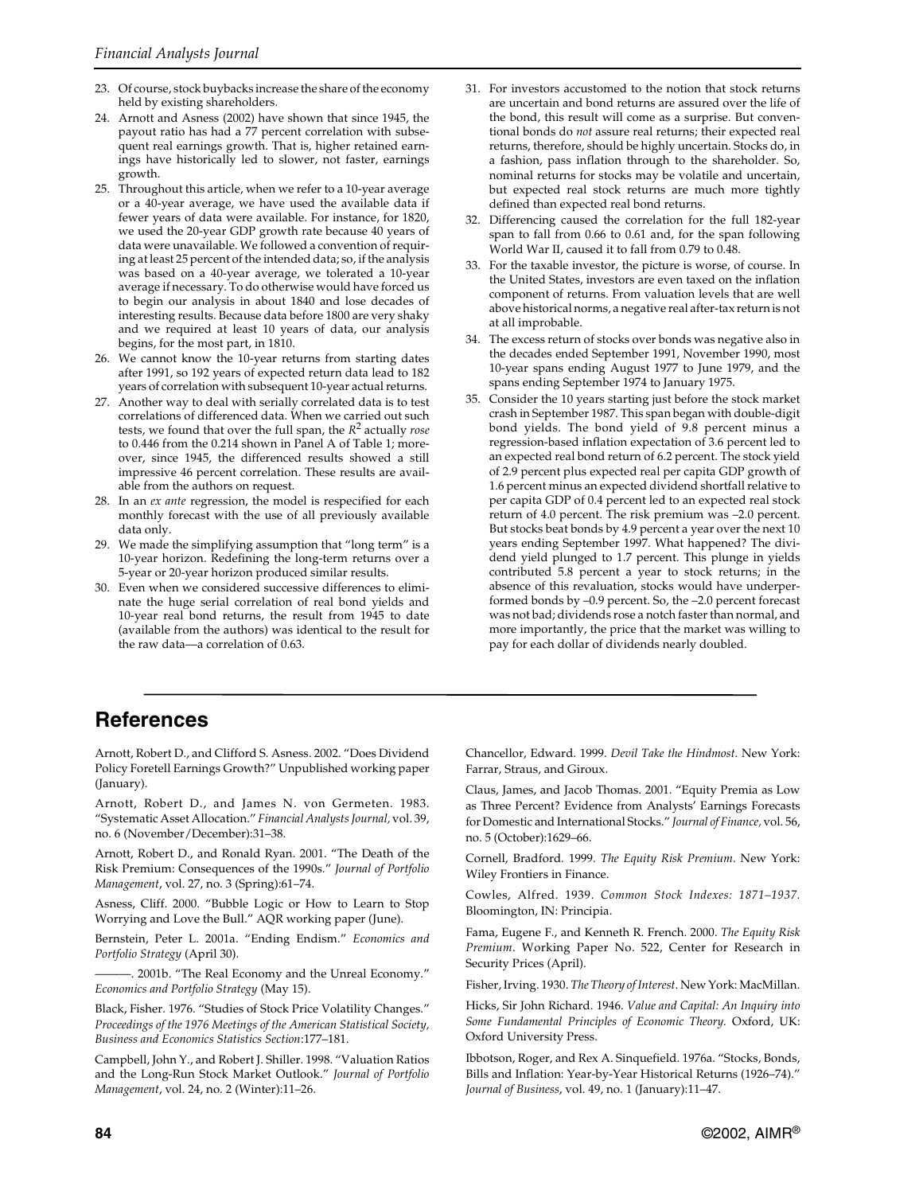23. Of course, stock buybacks increase the share of the economy held by existing shareholders.
24. Arnott and Asness (2002) have shown that since 1945, the payout ratio has had a 77 percent correlation with subsequent real earnings growth. That is, higher retained earnings have historically led to slower, not faster, earnings growth.
25. Throughout this article, when we refer to a 10-year average or a 40-year average, we have used the available data if fewer years of data were available. For instance, for 1820, we used the 20-year GDP growth rate because 40 years of data were unavailable. We followed a convention of requiring at least 25 percent of the intended data; so, if the analysis was based on a 40-year average, we tolerated a 10-year average if necessary. To do otherwise would have forced us to begin our analysis in about 1840 and lose decades of interesting results. Because data before 1800 are very shaky and we required at least 10 years of data, our analysis begins, for the most part, in 1810.
26. We cannot know the 10-year returns from starting dates after 1991, so 192 years of expected return data lead to 182 years of correlation with subsequent 10-year actual returns.
27. Another way to deal with serially correlated data is to test correlations of differenced data. When we carried out such tests, we found that over the full span, the $R^2$ actually *rose* to 0.446 from the 0.214 shown in Panel A of Table 1; moreover, since 1945, the differenced results showed a still impressive 46 percent correlation. These results are available from the authors on request.
28. In an *ex ante* regression, the model is respecified for each monthly forecast with the use of all previously available data only.
29. We made the simplifying assumption that "long term" is a 10-year horizon. Redefining the long-term returns over a 5-year or 20-year horizon produced similar results.
30. Even when we considered successive differences to eliminate the huge serial correlation of real bond yields and 10-year real bond returns, the result from 1945 to date (available from the authors) was identical to the result for the raw data—a correlation of 0.63.
31. For investors accustomed to the notion that stock returns are uncertain and bond returns are assured over the life of the bond, this result will come as a surprise. But conventional bonds do *not* assure real returns; their expected real returns, therefore, should be highly uncertain. Stocks do, in a fashion, pass inflation through to the shareholder. So, nominal returns for stocks may be volatile and uncertain, but expected real stock returns are much more tightly defined than expected real bond returns.
32. Differencing caused the correlation for the full 182-year span to fall from 0.66 to 0.61 and, for the span following World War II, caused it to fall from 0.79 to 0.48.
33. For the taxable investor, the picture is worse, of course. In the United States, investors are even taxed on the inflation component of returns. From valuation levels that are well above historical norms, a negative real after-tax return is not at all improbable.
34. The excess return of stocks over bonds was negative also in the decades ended September 1991, November 1990, most 10-year spans ending August 1977 to June 1979, and the spans ending September 1974 to January 1975.
35. Consider the 10 years starting just before the stock market crash in September 1987. This span began with double-digit bond yields. The bond yield of 9.8 percent minus a regression-based inflation expectation of 3.6 percent led to an expected real bond return of 6.2 percent. The stock yield of 2.9 percent plus expected real per capita GDP growth of 1.6 percent minus an expected dividend shortfall relative to per capita GDP of 0.4 percent led to an expected real stock return of 4.0 percent. The risk premium was –2.0 percent. But stocks beat bonds by 4.9 percent a year over the next 10 years ending September 1997. What happened? The dividend yield plunged to 1.7 percent. This plunge in yields contributed 5.8 percent a year to stock returns; in the absence of this revaluation, stocks would have underperformed bonds by –0.9 percent. So, the –2.0 percent forecast was not bad; dividends rose a notch faster than normal, and more importantly, the price that the market was willing to pay for each dollar of dividends nearly doubled.

## References

Arnott, Robert D., and Clifford S. Asness. 2002. "Does Dividend Policy Foretell Earnings Growth?" Unpublished working paper (January).

Arnott, Robert D., and James N. von Germeten. 1983. "Systematic Asset Allocation." *Financial Analysts Journal*, vol. 39, no. 6 (November/December):31–38.

Arnott, Robert D., and Ronald Ryan. 2001. "The Death of the Risk Premium: Consequences of the 1990s." *Journal of Portfolio Management*, vol. 27, no. 3 (Spring):61–74.

Asness, Cliff. 2000. "Bubble Logic or How to Learn to Stop Worrying and Love the Bull." AQR working paper (June).

Bernstein, Peter L. 2001a. "Ending Endism." *Economics and Portfolio Strategy* (April 30).

———. 2001b. "The Real Economy and the Unreal Economy." *Economics and Portfolio Strategy* (May 15).

Black, Fisher. 1976. "Studies of Stock Price Volatility Changes." *Proceedings of the 1976 Meetings of the American Statistical Society, Business and Economics Statistics Section*:177–181.

Campbell, John Y., and Robert J. Shiller. 1998. "Valuation Ratios and the Long-Run Stock Market Outlook." *Journal of Portfolio Management*, vol. 24, no. 2 (Winter):11–26.

Chancellor, Edward. 1999. *Devil Take the Hindmost*. New York: Farrar, Straus, and Giroux.

Claus, James, and Jacob Thomas. 2001. "Equity Premia as Low as Three Percent? Evidence from Analysts' Earnings Forecasts for Domestic and International Stocks." *Journal of Finance*, vol. 56, no. 5 (October):1629–66.

Cornell, Bradford. 1999. *The Equity Risk Premium*. New York: Wiley Frontiers in Finance.

Cowles, Alfred. 1939. *Common Stock Indexes: 1871–1937*. Bloomington, IN: Principia.

Fama, Eugene F., and Kenneth R. French. 2000. *The Equity Risk Premium*. Working Paper No. 522, Center for Research in Security Prices (April).

Fisher, Irving. 1930. *The Theory of Interest*. New York: MacMillan.

Hicks, Sir John Richard. 1946. *Value and Capital: An Inquiry into Some Fundamental Principles of Economic Theory*. Oxford, UK: Oxford University Press.

Ibbotson, Roger, and Rex A. Sinquefield. 1976a. "Stocks, Bonds, Bills and Inflation: Year-by-Year Historical Returns (1926–74)." *Journal of Business*, vol. 49, no. 1 (January):11–47.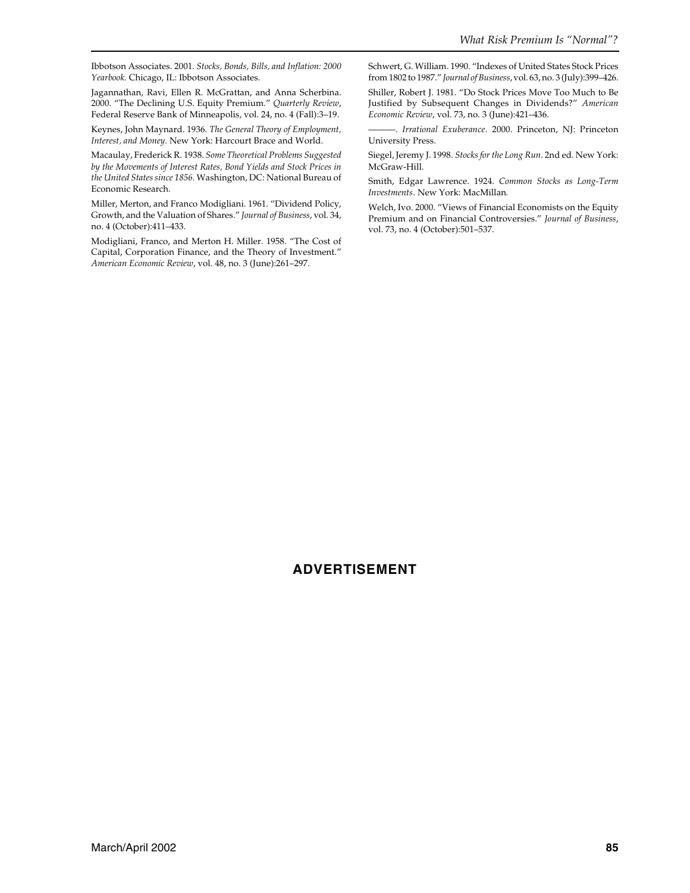Ibbotson Associates. 2001. *Stocks, Bonds, Bills, and Inflation: 2000 Yearbook.* Chicago, IL: Ibbotson Associates.

Jagannathan, Ravi, Ellen R. McGrattan, and Anna Scherbina. 2000. "The Declining U.S. Equity Premium." *Quarterly Review*, Federal Reserve Bank of Minneapolis, vol. 24, no. 4 (Fall):3–19.

Keynes, John Maynard. 1936. *The General Theory of Employment, Interest, and Money.* New York: Harcourt Brace and World.

Macaulay, Frederick R. 1938. *Some Theoretical Problems Suggested by the Movements of Interest Rates, Bond Yields and Stock Prices in the United States since 1856.* Washington, DC: National Bureau of Economic Research.

Miller, Merton, and Franco Modigliani. 1961. "Dividend Policy, Growth, and the Valuation of Shares." *Journal of Business*, vol. 34, no. 4 (October):411–433.

Modigliani, Franco, and Merton H. Miller. 1958. "The Cost of Capital, Corporation Finance, and the Theory of Investment." *American Economic Review*, vol. 48, no. 3 (June):261–297.

Schwert, G. William. 1990. "Indexes of United States Stock Prices from 1802 to 1987." *Journal of Business*, vol. 63, no. 3 (July):399–426.

Shiller, Robert J. 1981. "Do Stock Prices Move Too Much to Be Justified by Subsequent Changes in Dividends?" *American Economic Review*, vol. 73, no. 3 (June):421–436.

———. *Irrational Exuberance*. 2000. Princeton, NJ: Princeton University Press.

Siegel, Jeremy J. 1998. *Stocks for the Long Run*. 2nd ed. New York: McGraw-Hill.

Smith, Edgar Lawrence. 1924. *Common Stocks as Long-Term Investments*. New York: MacMillan.

Welch, Ivo. 2000. "Views of Financial Economists on the Equity Premium and on Financial Controversies." *Journal of Business*, vol. 73, no. 4 (October):501–537.

**ADVERTISEMENT**